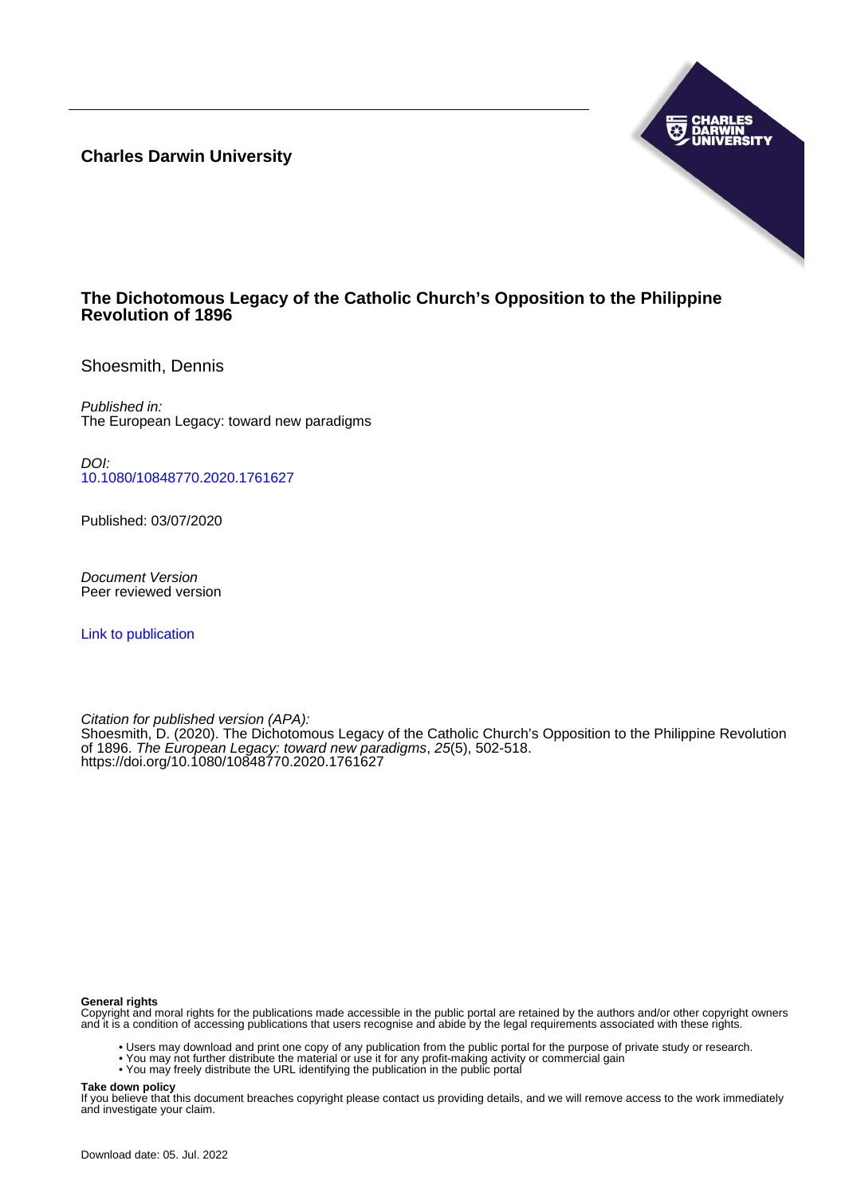**Charles Darwin University**

# The Dichotomous Legacy of the Catholic Church's Opposition to the Philippine Revolution of 1896

Shoesmith, Dennis

*Published in:*
The European Legacy: toward new paradigms

*DOI:*
10.1080/10848770.2020.1761627

Published: 03/07/2020

*Document Version*
Peer reviewed version

Link to publication

*Citation for published version (APA):*
Shoesmith, D. (2020). The Dichotomous Legacy of the Catholic Church's Opposition to the Philippine Revolution of 1896. *The European Legacy: toward new paradigms*, *25*(5), 502-518. https://doi.org/10.1080/10848770.2020.1761627

**General rights**
Copyright and moral rights for the publications made accessible in the public portal are retained by the authors and/or other copyright owners and it is a condition of accessing publications that users recognise and abide by the legal requirements associated with these rights.

- Users may download and print one copy of any publication from the public portal for the purpose of private study or research.
- You may not further distribute the material or use it for any profit-making activity or commercial gain
- You may freely distribute the URL identifying the publication in the public portal

**Take down policy**
If you believe that this document breaches copyright please contact us providing details, and we will remove access to the work immediately and investigate your claim.

Download date: 05. Jul. 2022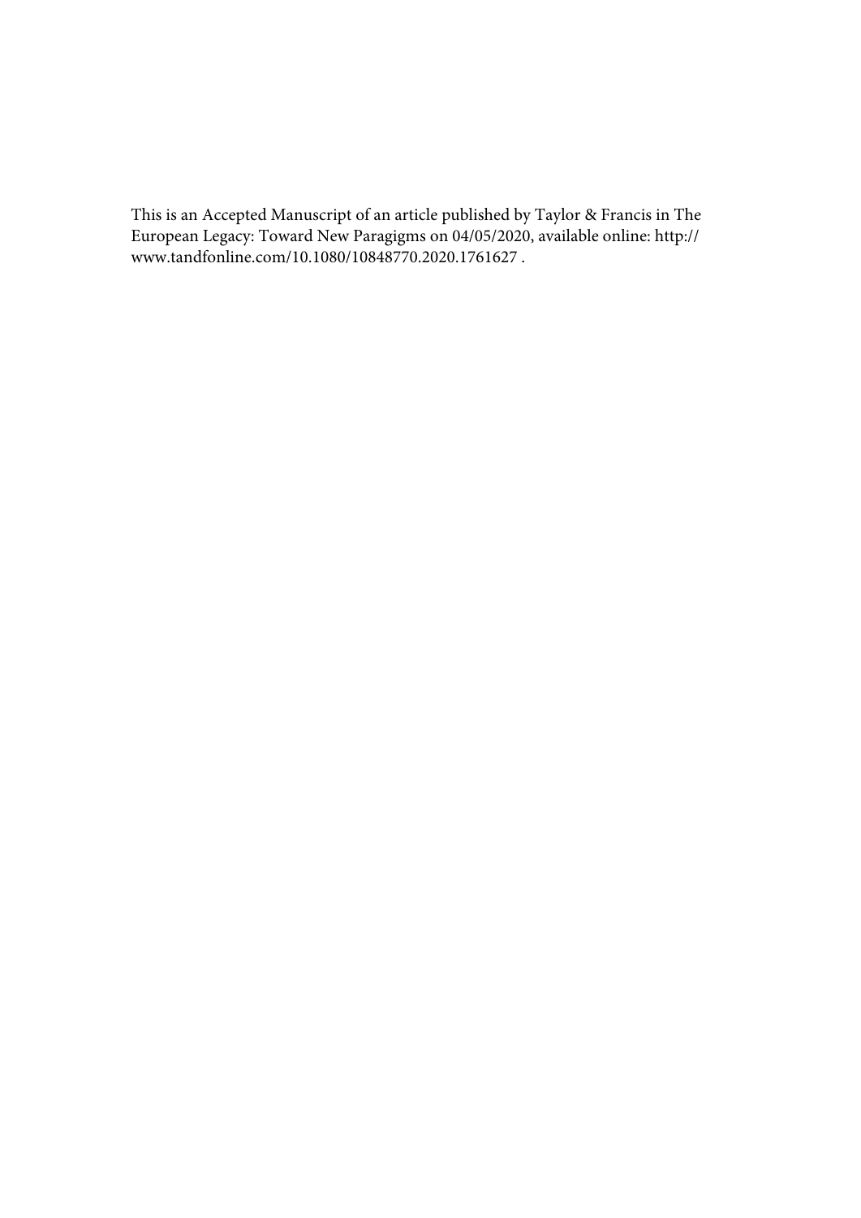This is an Accepted Manuscript of an article published by Taylor & Francis in The European Legacy: Toward New Paragigms on 04/05/2020, available online: http://www.tandfonline.com/10.1080/10848770.2020.1761627 .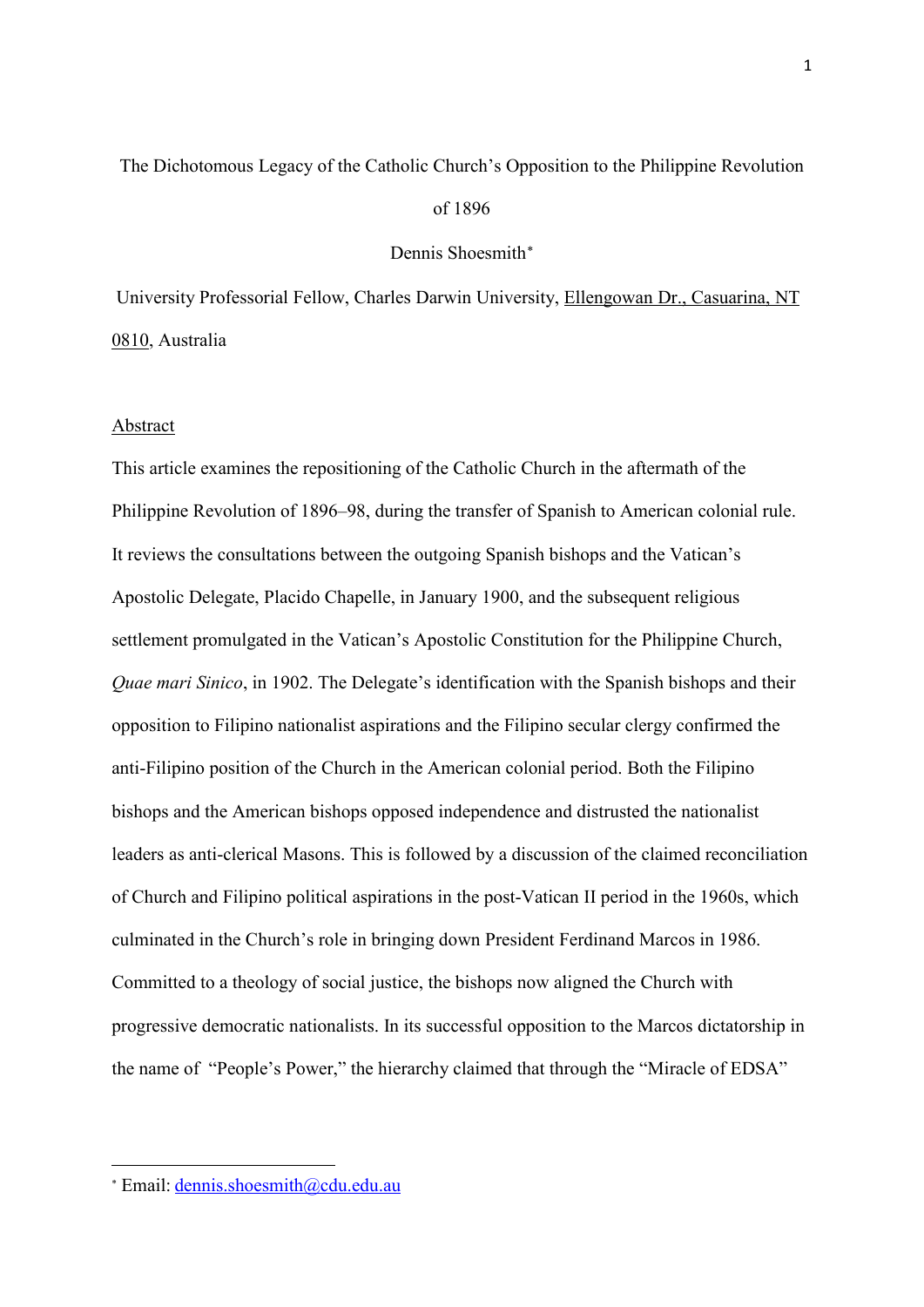The Dichotomous Legacy of the Catholic Church's Opposition to the Philippine Revolution of 1896

Dennis Shoesmith*

University Professorial Fellow, Charles Darwin University, Ellengowan Dr., Casuarina, NT 0810, Australia

## Abstract

This article examines the repositioning of the Catholic Church in the aftermath of the Philippine Revolution of 1896–98, during the transfer of Spanish to American colonial rule. It reviews the consultations between the outgoing Spanish bishops and the Vatican's Apostolic Delegate, Placido Chapelle, in January 1900, and the subsequent religious settlement promulgated in the Vatican's Apostolic Constitution for the Philippine Church, *Quae mari Sinico*, in 1902. The Delegate's identification with the Spanish bishops and their opposition to Filipino nationalist aspirations and the Filipino secular clergy confirmed the anti-Filipino position of the Church in the American colonial period. Both the Filipino bishops and the American bishops opposed independence and distrusted the nationalist leaders as anti-clerical Masons. This is followed by a discussion of the claimed reconciliation of Church and Filipino political aspirations in the post-Vatican II period in the 1960s, which culminated in the Church's role in bringing down President Ferdinand Marcos in 1986. Committed to a theology of social justice, the bishops now aligned the Church with progressive democratic nationalists. In its successful opposition to the Marcos dictatorship in the name of "People's Power," the hierarchy claimed that through the "Miracle of EDSA"

* Email: dennis.shoesmith@cdu.edu.au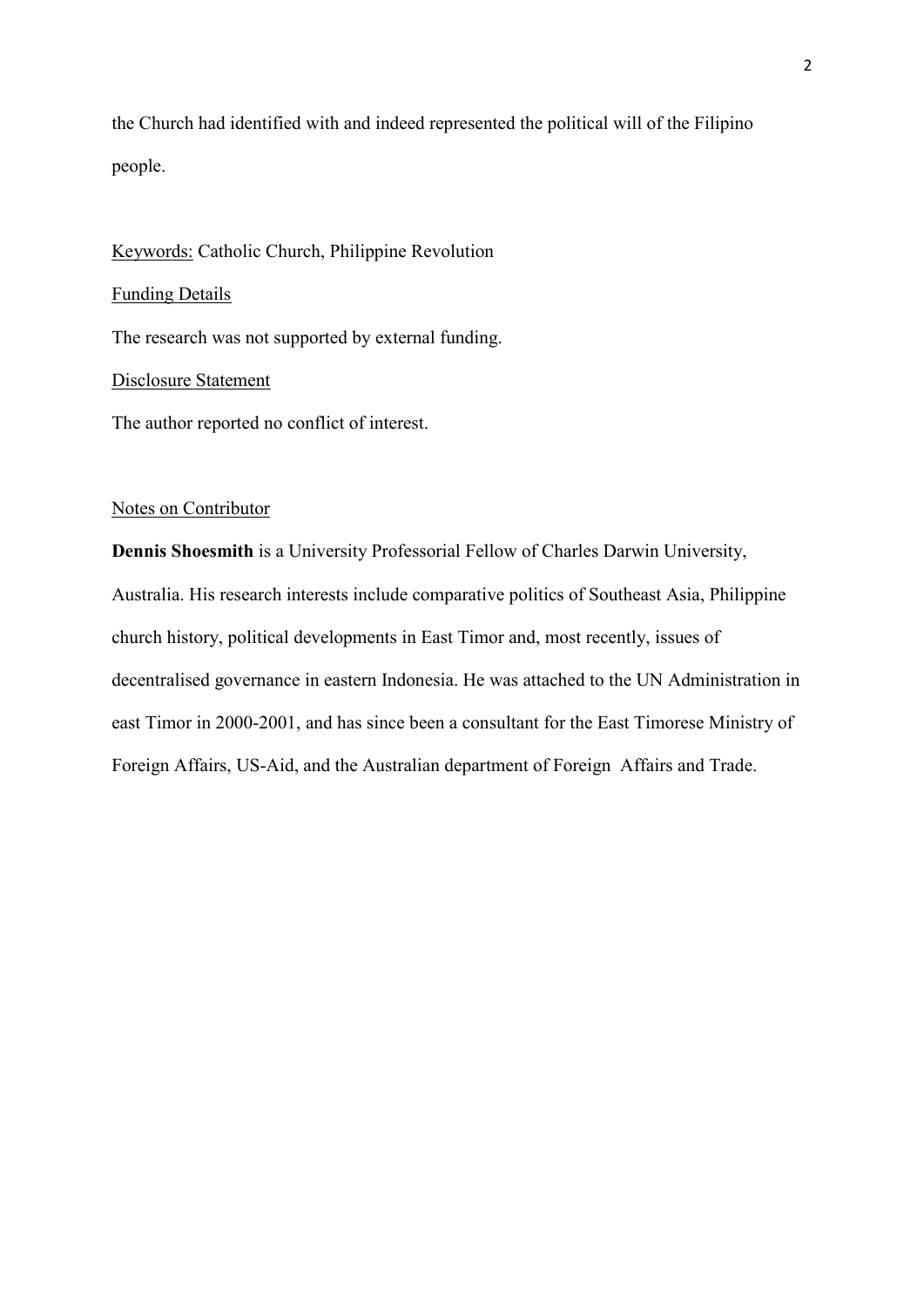the Church had identified with and indeed represented the political will of the Filipino people.

Keywords: Catholic Church, Philippine Revolution

Funding Details

The research was not supported by external funding.

Disclosure Statement

The author reported no conflict of interest.

Notes on Contributor

**Dennis Shoesmith** is a University Professorial Fellow of Charles Darwin University, Australia. His research interests include comparative politics of Southeast Asia, Philippine church history, political developments in East Timor and, most recently, issues of decentralised governance in eastern Indonesia. He was attached to the UN Administration in east Timor in 2000-2001, and has since been a consultant for the East Timorese Ministry of Foreign Affairs, US-Aid, and the Australian department of Foreign Affairs and Trade.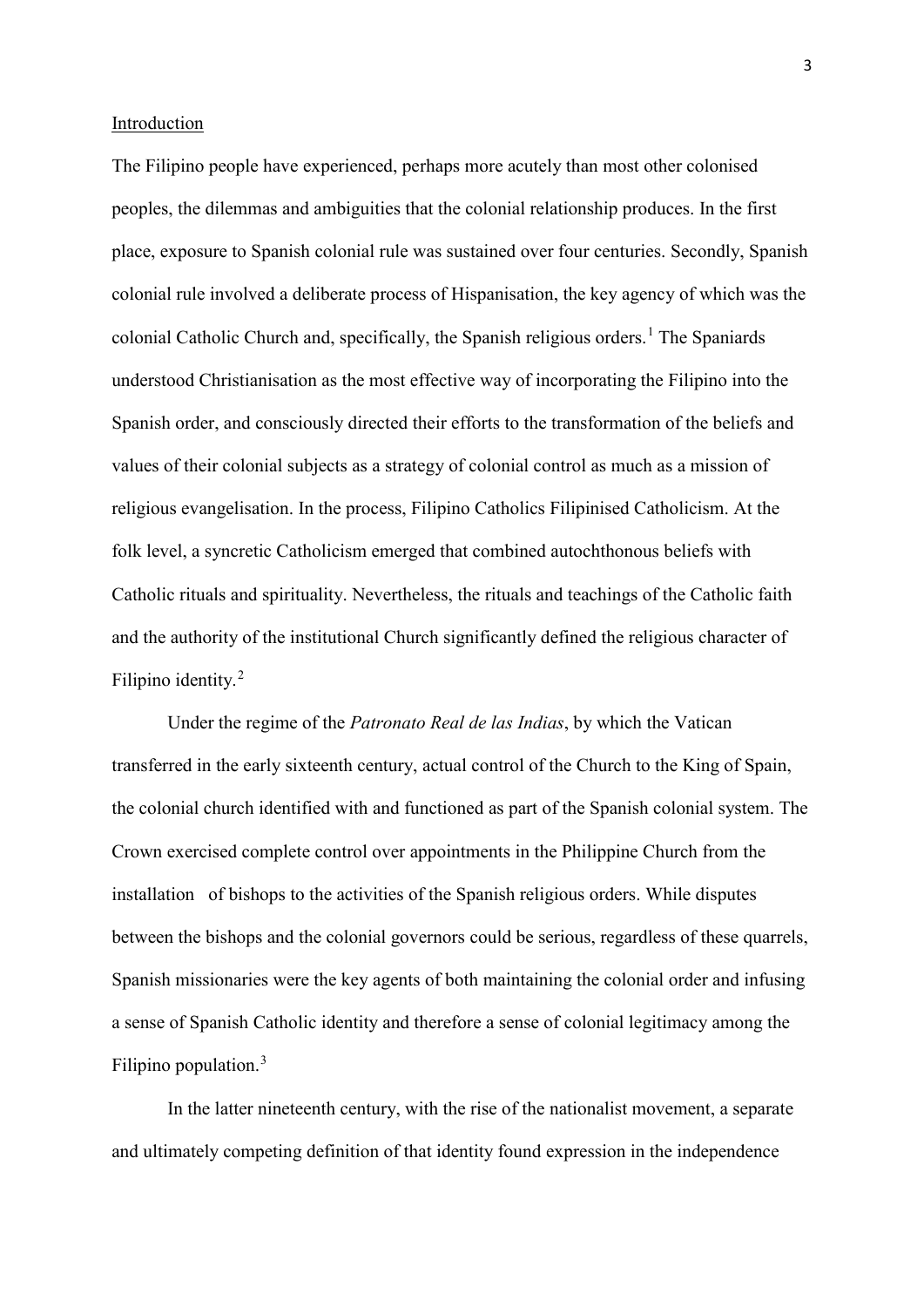Introduction

The Filipino people have experienced, perhaps more acutely than most other colonised peoples, the dilemmas and ambiguities that the colonial relationship produces. In the first place, exposure to Spanish colonial rule was sustained over four centuries. Secondly, Spanish colonial rule involved a deliberate process of Hispanisation, the key agency of which was the colonial Catholic Church and, specifically, the Spanish religious orders.[1] The Spaniards understood Christianisation as the most effective way of incorporating the Filipino into the Spanish order, and consciously directed their efforts to the transformation of the beliefs and values of their colonial subjects as a strategy of colonial control as much as a mission of religious evangelisation. In the process, Filipino Catholics Filipinised Catholicism. At the folk level, a syncretic Catholicism emerged that combined autochthonous beliefs with Catholic rituals and spirituality. Nevertheless, the rituals and teachings of the Catholic faith and the authority of the institutional Church significantly defined the religious character of Filipino identity.[2]

Under the regime of the *Patronato Real de las Indias*, by which the Vatican transferred in the early sixteenth century, actual control of the Church to the King of Spain, the colonial church identified with and functioned as part of the Spanish colonial system. The Crown exercised complete control over appointments in the Philippine Church from the installation of bishops to the activities of the Spanish religious orders. While disputes between the bishops and the colonial governors could be serious, regardless of these quarrels, Spanish missionaries were the key agents of both maintaining the colonial order and infusing a sense of Spanish Catholic identity and therefore a sense of colonial legitimacy among the Filipino population.[3]

In the latter nineteenth century, with the rise of the nationalist movement, a separate and ultimately competing definition of that identity found expression in the independence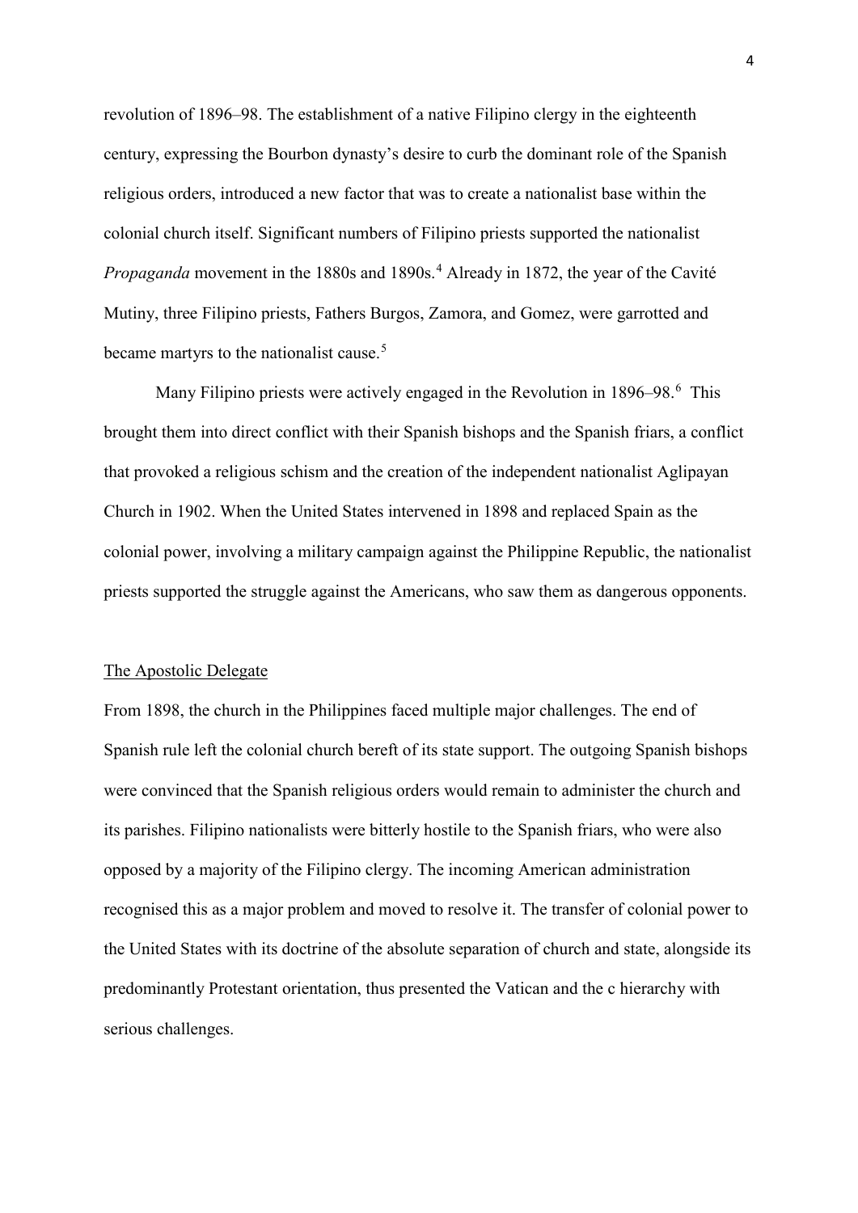revolution of 1896–98. The establishment of a native Filipino clergy in the eighteenth century, expressing the Bourbon dynasty's desire to curb the dominant role of the Spanish religious orders, introduced a new factor that was to create a nationalist base within the colonial church itself. Significant numbers of Filipino priests supported the nationalist *Propaganda* movement in the 1880s and 1890s.[4] Already in 1872, the year of the Cavité Mutiny, three Filipino priests, Fathers Burgos, Zamora, and Gomez, were garrotted and became martyrs to the nationalist cause.[5]

Many Filipino priests were actively engaged in the Revolution in 1896–98.[6] This brought them into direct conflict with their Spanish bishops and the Spanish friars, a conflict that provoked a religious schism and the creation of the independent nationalist Aglipayan Church in 1902. When the United States intervened in 1898 and replaced Spain as the colonial power, involving a military campaign against the Philippine Republic, the nationalist priests supported the struggle against the Americans, who saw them as dangerous opponents.

## The Apostolic Delegate

From 1898, the church in the Philippines faced multiple major challenges. The end of Spanish rule left the colonial church bereft of its state support. The outgoing Spanish bishops were convinced that the Spanish religious orders would remain to administer the church and its parishes. Filipino nationalists were bitterly hostile to the Spanish friars, who were also opposed by a majority of the Filipino clergy. The incoming American administration recognised this as a major problem and moved to resolve it. The transfer of colonial power to the United States with its doctrine of the absolute separation of church and state, alongside its predominantly Protestant orientation, thus presented the Vatican and the c hierarchy with serious challenges.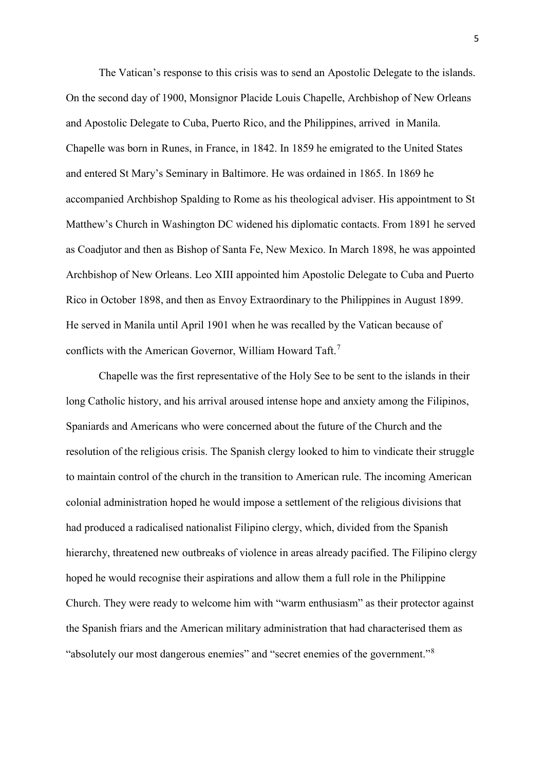The Vatican's response to this crisis was to send an Apostolic Delegate to the islands. On the second day of 1900, Monsignor Placide Louis Chapelle, Archbishop of New Orleans and Apostolic Delegate to Cuba, Puerto Rico, and the Philippines, arrived in Manila. Chapelle was born in Runes, in France, in 1842. In 1859 he emigrated to the United States and entered St Mary's Seminary in Baltimore. He was ordained in 1865. In 1869 he accompanied Archbishop Spalding to Rome as his theological adviser. His appointment to St Matthew's Church in Washington DC widened his diplomatic contacts. From 1891 he served as Coadjutor and then as Bishop of Santa Fe, New Mexico. In March 1898, he was appointed Archbishop of New Orleans. Leo XIII appointed him Apostolic Delegate to Cuba and Puerto Rico in October 1898, and then as Envoy Extraordinary to the Philippines in August 1899. He served in Manila until April 1901 when he was recalled by the Vatican because of conflicts with the American Governor, William Howard Taft.[7]

Chapelle was the first representative of the Holy See to be sent to the islands in their long Catholic history, and his arrival aroused intense hope and anxiety among the Filipinos, Spaniards and Americans who were concerned about the future of the Church and the resolution of the religious crisis. The Spanish clergy looked to him to vindicate their struggle to maintain control of the church in the transition to American rule. The incoming American colonial administration hoped he would impose a settlement of the religious divisions that had produced a radicalised nationalist Filipino clergy, which, divided from the Spanish hierarchy, threatened new outbreaks of violence in areas already pacified. The Filipino clergy hoped he would recognise their aspirations and allow them a full role in the Philippine Church. They were ready to welcome him with "warm enthusiasm" as their protector against the Spanish friars and the American military administration that had characterised them as "absolutely our most dangerous enemies" and "secret enemies of the government."[8]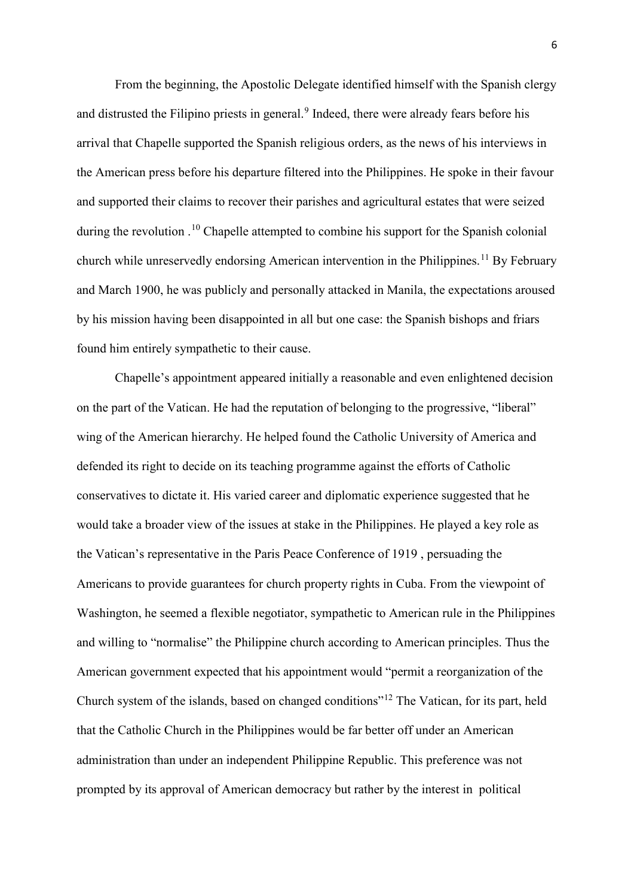From the beginning, the Apostolic Delegate identified himself with the Spanish clergy and distrusted the Filipino priests in general.[9] Indeed, there were already fears before his arrival that Chapelle supported the Spanish religious orders, as the news of his interviews in the American press before his departure filtered into the Philippines. He spoke in their favour and supported their claims to recover their parishes and agricultural estates that were seized during the revolution .[10] Chapelle attempted to combine his support for the Spanish colonial church while unreservedly endorsing American intervention in the Philippines.[11] By February and March 1900, he was publicly and personally attacked in Manila, the expectations aroused by his mission having been disappointed in all but one case: the Spanish bishops and friars found him entirely sympathetic to their cause.

Chapelle's appointment appeared initially a reasonable and even enlightened decision on the part of the Vatican. He had the reputation of belonging to the progressive, "liberal" wing of the American hierarchy. He helped found the Catholic University of America and defended its right to decide on its teaching programme against the efforts of Catholic conservatives to dictate it. His varied career and diplomatic experience suggested that he would take a broader view of the issues at stake in the Philippines. He played a key role as the Vatican's representative in the Paris Peace Conference of 1919 , persuading the Americans to provide guarantees for church property rights in Cuba. From the viewpoint of Washington, he seemed a flexible negotiator, sympathetic to American rule in the Philippines and willing to "normalise" the Philippine church according to American principles. Thus the American government expected that his appointment would "permit a reorganization of the Church system of the islands, based on changed conditions"[12] The Vatican, for its part, held that the Catholic Church in the Philippines would be far better off under an American administration than under an independent Philippine Republic. This preference was not prompted by its approval of American democracy but rather by the interest in political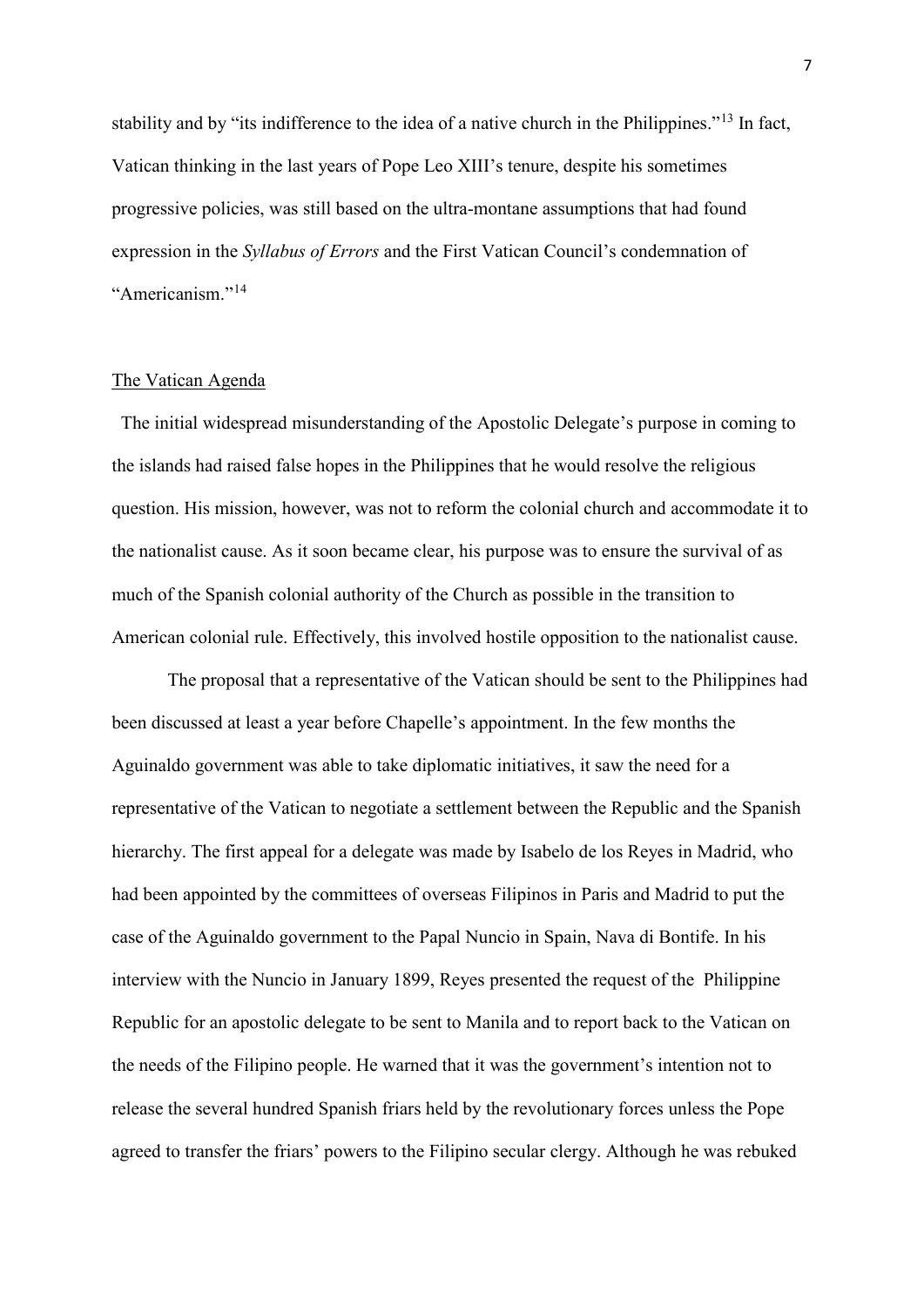stability and by "its indifference to the idea of a native church in the Philippines."[13] In fact, Vatican thinking in the last years of Pope Leo XIII's tenure, despite his sometimes progressive policies, was still based on the ultra-montane assumptions that had found expression in the *Syllabus of Errors* and the First Vatican Council's condemnation of "Americanism."[14]

## The Vatican Agenda

The initial widespread misunderstanding of the Apostolic Delegate's purpose in coming to the islands had raised false hopes in the Philippines that he would resolve the religious question. His mission, however, was not to reform the colonial church and accommodate it to the nationalist cause. As it soon became clear, his purpose was to ensure the survival of as much of the Spanish colonial authority of the Church as possible in the transition to American colonial rule. Effectively, this involved hostile opposition to the nationalist cause.

The proposal that a representative of the Vatican should be sent to the Philippines had been discussed at least a year before Chapelle's appointment. In the few months the Aguinaldo government was able to take diplomatic initiatives, it saw the need for a representative of the Vatican to negotiate a settlement between the Republic and the Spanish hierarchy. The first appeal for a delegate was made by Isabelo de los Reyes in Madrid, who had been appointed by the committees of overseas Filipinos in Paris and Madrid to put the case of the Aguinaldo government to the Papal Nuncio in Spain, Nava di Bontife. In his interview with the Nuncio in January 1899, Reyes presented the request of the Philippine Republic for an apostolic delegate to be sent to Manila and to report back to the Vatican on the needs of the Filipino people. He warned that it was the government's intention not to release the several hundred Spanish friars held by the revolutionary forces unless the Pope agreed to transfer the friars' powers to the Filipino secular clergy. Although he was rebuked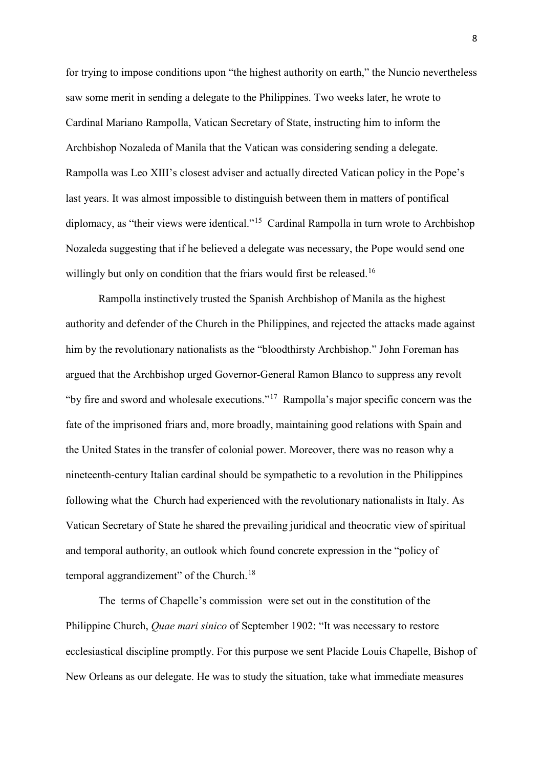for trying to impose conditions upon "the highest authority on earth," the Nuncio nevertheless saw some merit in sending a delegate to the Philippines. Two weeks later, he wrote to Cardinal Mariano Rampolla, Vatican Secretary of State, instructing him to inform the Archbishop Nozaleda of Manila that the Vatican was considering sending a delegate. Rampolla was Leo XIII's closest adviser and actually directed Vatican policy in the Pope's last years. It was almost impossible to distinguish between them in matters of pontifical diplomacy, as "their views were identical."[15] Cardinal Rampolla in turn wrote to Archbishop Nozaleda suggesting that if he believed a delegate was necessary, the Pope would send one willingly but only on condition that the friars would first be released.[16]

Rampolla instinctively trusted the Spanish Archbishop of Manila as the highest authority and defender of the Church in the Philippines, and rejected the attacks made against him by the revolutionary nationalists as the "bloodthirsty Archbishop." John Foreman has argued that the Archbishop urged Governor-General Ramon Blanco to suppress any revolt "by fire and sword and wholesale executions."[17] Rampolla's major specific concern was the fate of the imprisoned friars and, more broadly, maintaining good relations with Spain and the United States in the transfer of colonial power. Moreover, there was no reason why a nineteenth-century Italian cardinal should be sympathetic to a revolution in the Philippines following what the Church had experienced with the revolutionary nationalists in Italy. As Vatican Secretary of State he shared the prevailing juridical and theocratic view of spiritual and temporal authority, an outlook which found concrete expression in the "policy of temporal aggrandizement" of the Church.[18]

The terms of Chapelle's commission were set out in the constitution of the Philippine Church, *Quae mari sinico* of September 1902: "It was necessary to restore ecclesiastical discipline promptly. For this purpose we sent Placide Louis Chapelle, Bishop of New Orleans as our delegate. He was to study the situation, take what immediate measures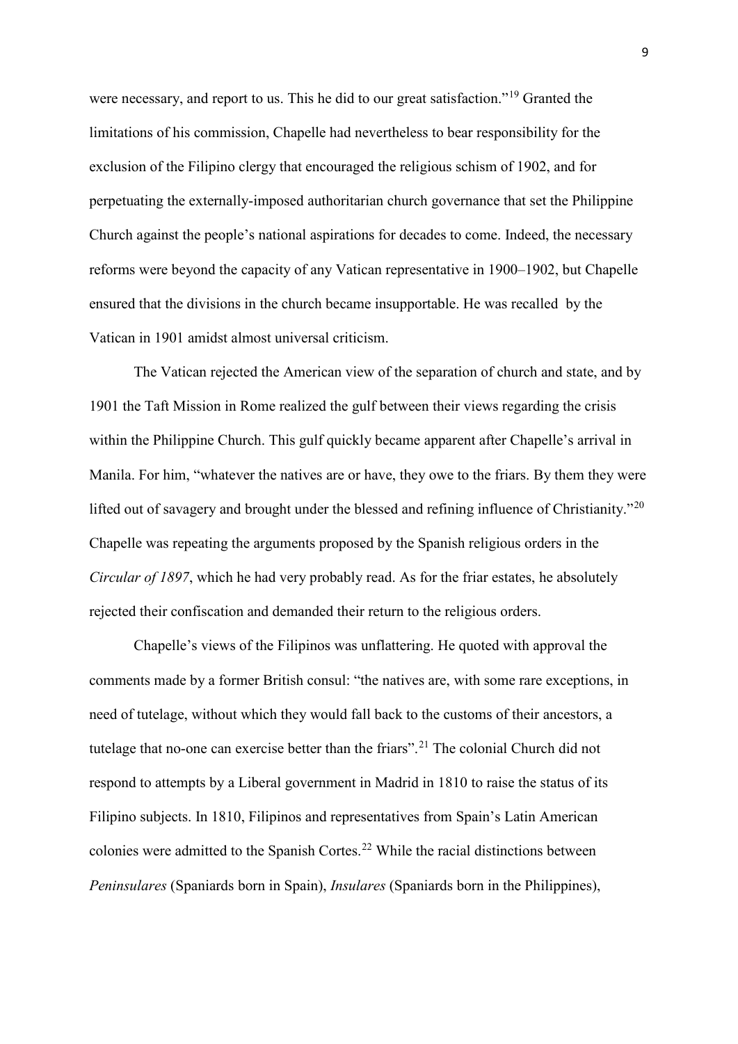were necessary, and report to us. This he did to our great satisfaction."[19] Granted the limitations of his commission, Chapelle had nevertheless to bear responsibility for the exclusion of the Filipino clergy that encouraged the religious schism of 1902, and for perpetuating the externally-imposed authoritarian church governance that set the Philippine Church against the people's national aspirations for decades to come. Indeed, the necessary reforms were beyond the capacity of any Vatican representative in 1900–1902, but Chapelle ensured that the divisions in the church became insupportable. He was recalled by the Vatican in 1901 amidst almost universal criticism.

The Vatican rejected the American view of the separation of church and state, and by 1901 the Taft Mission in Rome realized the gulf between their views regarding the crisis within the Philippine Church. This gulf quickly became apparent after Chapelle's arrival in Manila. For him, "whatever the natives are or have, they owe to the friars. By them they were lifted out of savagery and brought under the blessed and refining influence of Christianity."[20] Chapelle was repeating the arguments proposed by the Spanish religious orders in the *Circular of 1897*, which he had very probably read. As for the friar estates, he absolutely rejected their confiscation and demanded their return to the religious orders.

Chapelle's views of the Filipinos was unflattering. He quoted with approval the comments made by a former British consul: "the natives are, with some rare exceptions, in need of tutelage, without which they would fall back to the customs of their ancestors, a tutelage that no-one can exercise better than the friars".[21] The colonial Church did not respond to attempts by a Liberal government in Madrid in 1810 to raise the status of its Filipino subjects. In 1810, Filipinos and representatives from Spain's Latin American colonies were admitted to the Spanish Cortes.[22] While the racial distinctions between *Peninsulares* (Spaniards born in Spain), *Insulares* (Spaniards born in the Philippines),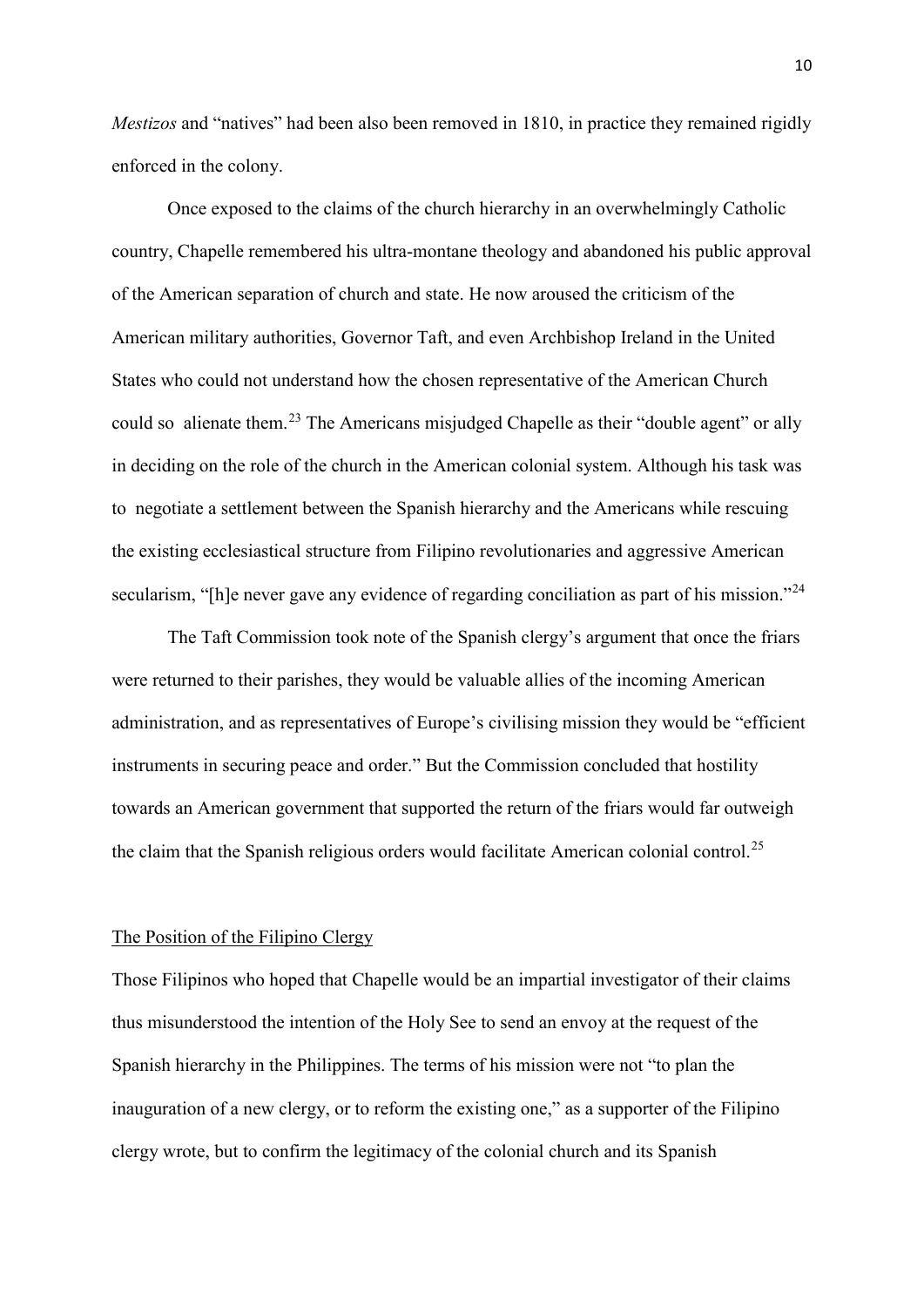*Mestizos* and "natives" had been also been removed in 1810, in practice they remained rigidly enforced in the colony.

Once exposed to the claims of the church hierarchy in an overwhelmingly Catholic country, Chapelle remembered his ultra-montane theology and abandoned his public approval of the American separation of church and state. He now aroused the criticism of the American military authorities, Governor Taft, and even Archbishop Ireland in the United States who could not understand how the chosen representative of the American Church could so alienate them.[23] The Americans misjudged Chapelle as their "double agent" or ally in deciding on the role of the church in the American colonial system. Although his task was to negotiate a settlement between the Spanish hierarchy and the Americans while rescuing the existing ecclesiastical structure from Filipino revolutionaries and aggressive American secularism, "[h]e never gave any evidence of regarding conciliation as part of his mission."[24]

The Taft Commission took note of the Spanish clergy's argument that once the friars were returned to their parishes, they would be valuable allies of the incoming American administration, and as representatives of Europe's civilising mission they would be "efficient instruments in securing peace and order." But the Commission concluded that hostility towards an American government that supported the return of the friars would far outweigh the claim that the Spanish religious orders would facilitate American colonial control.[25]

## The Position of the Filipino Clergy

Those Filipinos who hoped that Chapelle would be an impartial investigator of their claims thus misunderstood the intention of the Holy See to send an envoy at the request of the Spanish hierarchy in the Philippines. The terms of his mission were not "to plan the inauguration of a new clergy, or to reform the existing one," as a supporter of the Filipino clergy wrote, but to confirm the legitimacy of the colonial church and its Spanish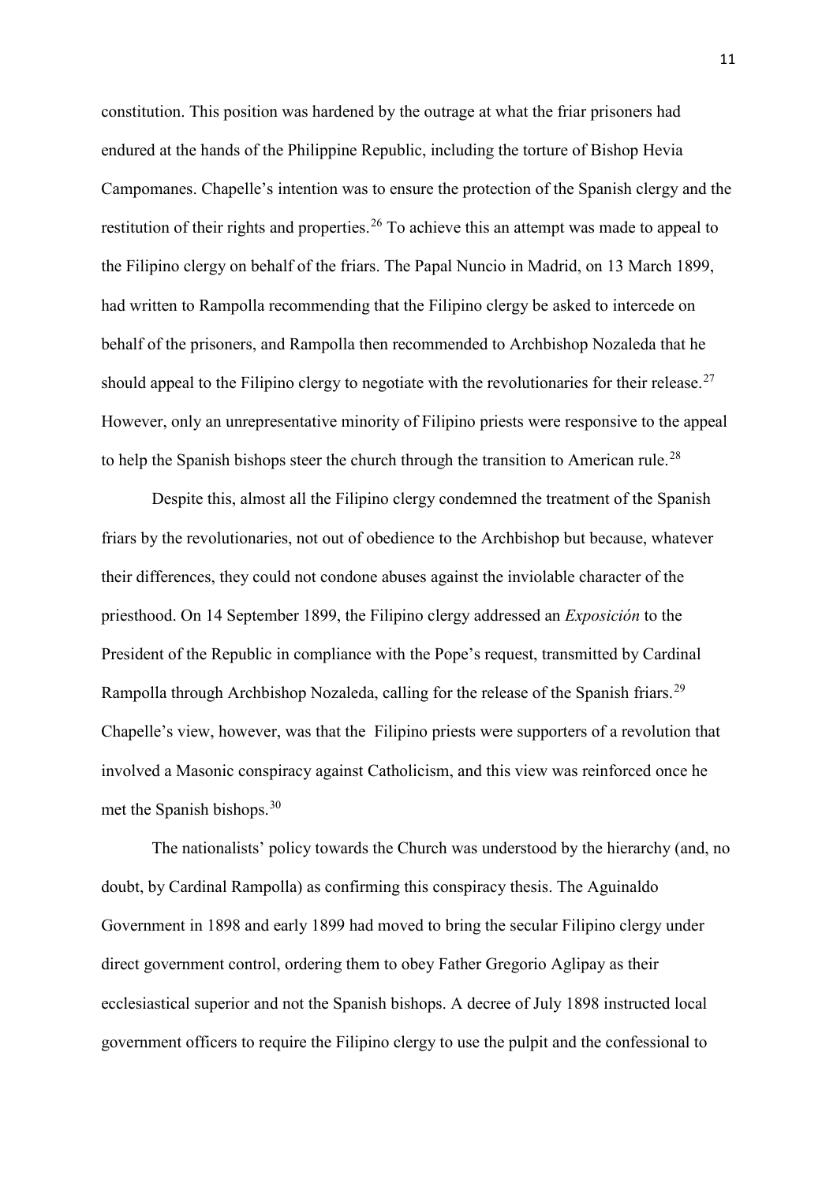constitution. This position was hardened by the outrage at what the friar prisoners had endured at the hands of the Philippine Republic, including the torture of Bishop Hevia Campomanes. Chapelle's intention was to ensure the protection of the Spanish clergy and the restitution of their rights and properties.[26] To achieve this an attempt was made to appeal to the Filipino clergy on behalf of the friars. The Papal Nuncio in Madrid, on 13 March 1899, had written to Rampolla recommending that the Filipino clergy be asked to intercede on behalf of the prisoners, and Rampolla then recommended to Archbishop Nozaleda that he should appeal to the Filipino clergy to negotiate with the revolutionaries for their release.[27] However, only an unrepresentative minority of Filipino priests were responsive to the appeal to help the Spanish bishops steer the church through the transition to American rule.[28]

Despite this, almost all the Filipino clergy condemned the treatment of the Spanish friars by the revolutionaries, not out of obedience to the Archbishop but because, whatever their differences, they could not condone abuses against the inviolable character of the priesthood. On 14 September 1899, the Filipino clergy addressed an *Exposición* to the President of the Republic in compliance with the Pope's request, transmitted by Cardinal Rampolla through Archbishop Nozaleda, calling for the release of the Spanish friars.[29] Chapelle's view, however, was that the Filipino priests were supporters of a revolution that involved a Masonic conspiracy against Catholicism, and this view was reinforced once he met the Spanish bishops.[30]

The nationalists' policy towards the Church was understood by the hierarchy (and, no doubt, by Cardinal Rampolla) as confirming this conspiracy thesis. The Aguinaldo Government in 1898 and early 1899 had moved to bring the secular Filipino clergy under direct government control, ordering them to obey Father Gregorio Aglipay as their ecclesiastical superior and not the Spanish bishops. A decree of July 1898 instructed local government officers to require the Filipino clergy to use the pulpit and the confessional to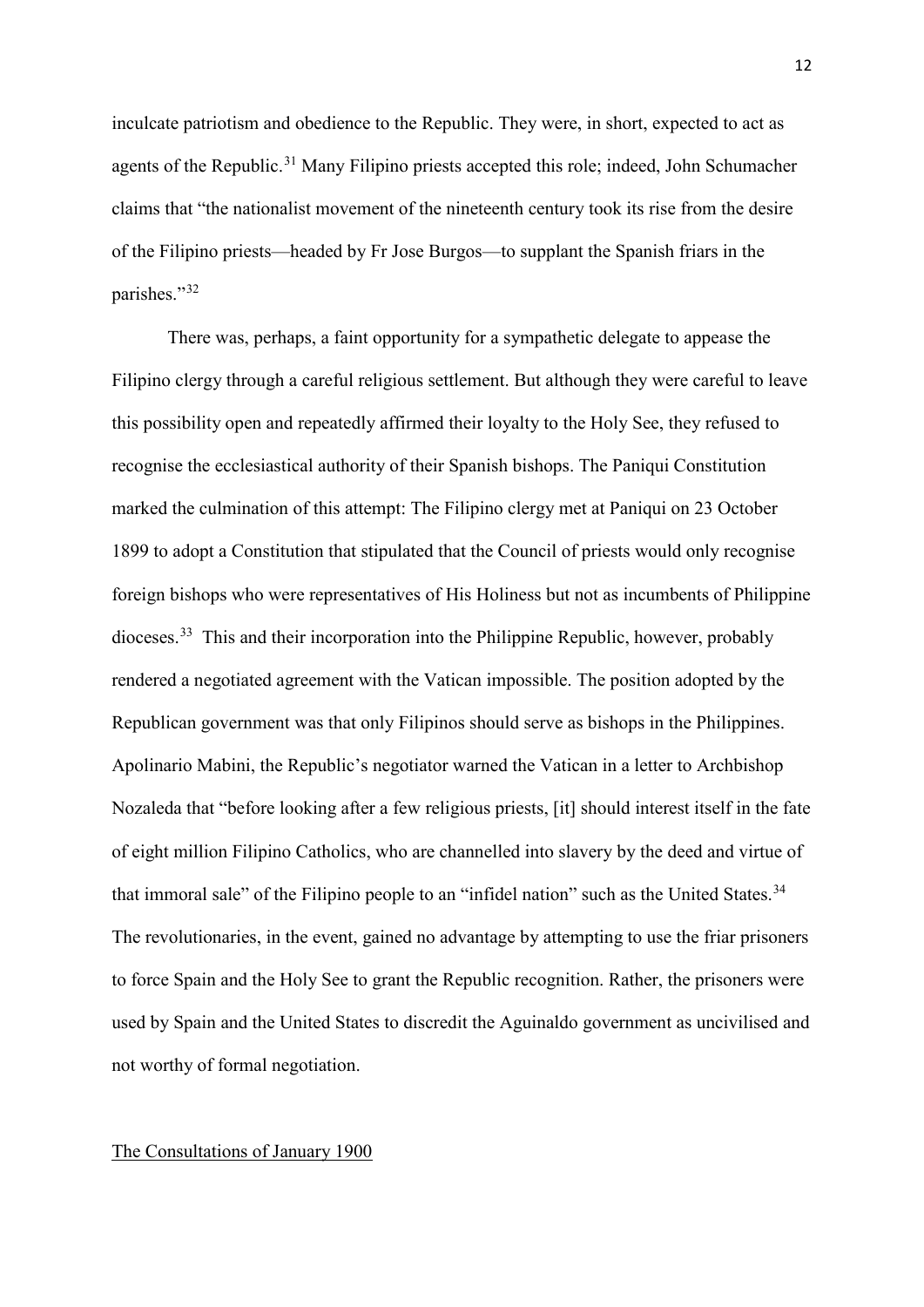inculcate patriotism and obedience to the Republic. They were, in short, expected to act as agents of the Republic.[31] Many Filipino priests accepted this role; indeed, John Schumacher claims that "the nationalist movement of the nineteenth century took its rise from the desire of the Filipino priests—headed by Fr Jose Burgos—to supplant the Spanish friars in the parishes."[32]

There was, perhaps, a faint opportunity for a sympathetic delegate to appease the Filipino clergy through a careful religious settlement. But although they were careful to leave this possibility open and repeatedly affirmed their loyalty to the Holy See, they refused to recognise the ecclesiastical authority of their Spanish bishops. The Paniqui Constitution marked the culmination of this attempt: The Filipino clergy met at Paniqui on 23 October 1899 to adopt a Constitution that stipulated that the Council of priests would only recognise foreign bishops who were representatives of His Holiness but not as incumbents of Philippine dioceses.[33] This and their incorporation into the Philippine Republic, however, probably rendered a negotiated agreement with the Vatican impossible. The position adopted by the Republican government was that only Filipinos should serve as bishops in the Philippines. Apolinario Mabini, the Republic's negotiator warned the Vatican in a letter to Archbishop Nozaleda that "before looking after a few religious priests, [it] should interest itself in the fate of eight million Filipino Catholics, who are channelled into slavery by the deed and virtue of that immoral sale" of the Filipino people to an "infidel nation" such as the United States.[34] The revolutionaries, in the event, gained no advantage by attempting to use the friar prisoners to force Spain and the Holy See to grant the Republic recognition. Rather, the prisoners were used by Spain and the United States to discredit the Aguinaldo government as uncivilised and not worthy of formal negotiation.

## The Consultations of January 1900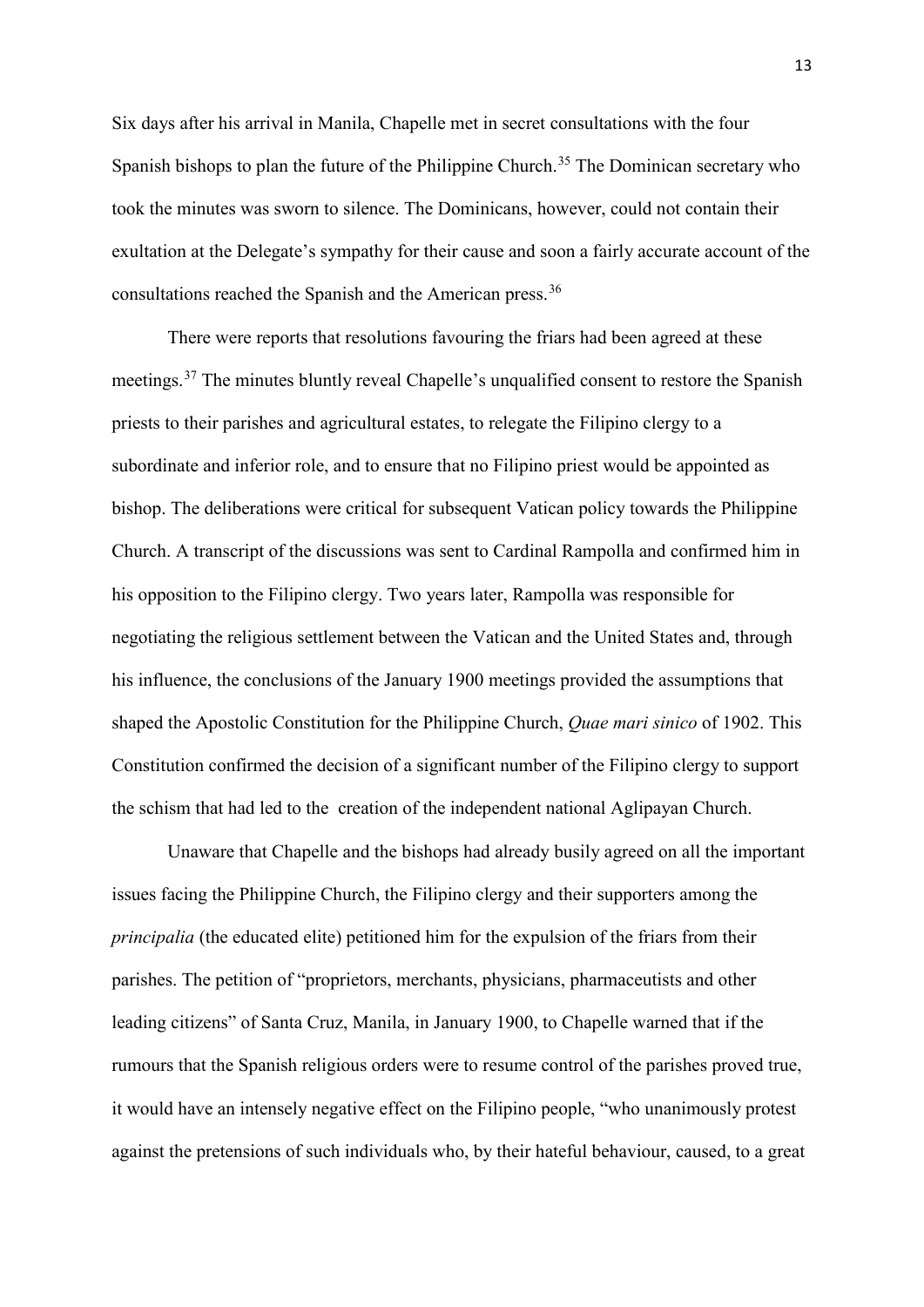Six days after his arrival in Manila, Chapelle met in secret consultations with the four Spanish bishops to plan the future of the Philippine Church.[35] The Dominican secretary who took the minutes was sworn to silence. The Dominicans, however, could not contain their exultation at the Delegate's sympathy for their cause and soon a fairly accurate account of the consultations reached the Spanish and the American press.[36]

There were reports that resolutions favouring the friars had been agreed at these meetings.[37] The minutes bluntly reveal Chapelle's unqualified consent to restore the Spanish priests to their parishes and agricultural estates, to relegate the Filipino clergy to a subordinate and inferior role, and to ensure that no Filipino priest would be appointed as bishop. The deliberations were critical for subsequent Vatican policy towards the Philippine Church. A transcript of the discussions was sent to Cardinal Rampolla and confirmed him in his opposition to the Filipino clergy. Two years later, Rampolla was responsible for negotiating the religious settlement between the Vatican and the United States and, through his influence, the conclusions of the January 1900 meetings provided the assumptions that shaped the Apostolic Constitution for the Philippine Church, *Quae mari sinico* of 1902. This Constitution confirmed the decision of a significant number of the Filipino clergy to support the schism that had led to the creation of the independent national Aglipayan Church.

Unaware that Chapelle and the bishops had already busily agreed on all the important issues facing the Philippine Church, the Filipino clergy and their supporters among the *principalia* (the educated elite) petitioned him for the expulsion of the friars from their parishes. The petition of "proprietors, merchants, physicians, pharmaceutists and other leading citizens" of Santa Cruz, Manila, in January 1900, to Chapelle warned that if the rumours that the Spanish religious orders were to resume control of the parishes proved true, it would have an intensely negative effect on the Filipino people, "who unanimously protest against the pretensions of such individuals who, by their hateful behaviour, caused, to a great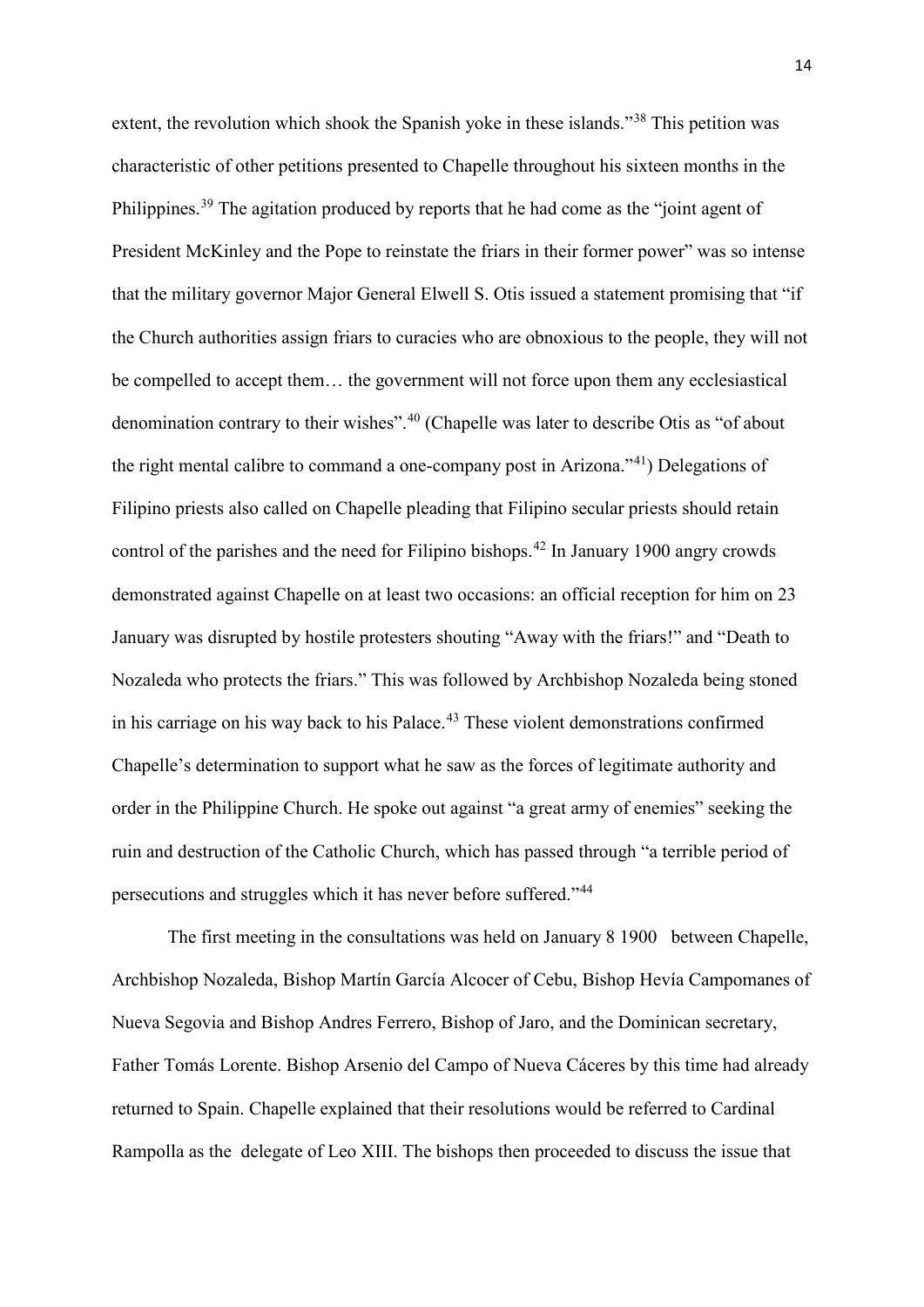extent, the revolution which shook the Spanish yoke in these islands."[38] This petition was characteristic of other petitions presented to Chapelle throughout his sixteen months in the Philippines.[39] The agitation produced by reports that he had come as the "joint agent of President McKinley and the Pope to reinstate the friars in their former power" was so intense that the military governor Major General Elwell S. Otis issued a statement promising that "if the Church authorities assign friars to curacies who are obnoxious to the people, they will not be compelled to accept them… the government will not force upon them any ecclesiastical denomination contrary to their wishes".[40] (Chapelle was later to describe Otis as "of about the right mental calibre to command a one-company post in Arizona."[41]) Delegations of Filipino priests also called on Chapelle pleading that Filipino secular priests should retain control of the parishes and the need for Filipino bishops.[42] In January 1900 angry crowds demonstrated against Chapelle on at least two occasions: an official reception for him on 23 January was disrupted by hostile protesters shouting "Away with the friars!" and "Death to Nozaleda who protects the friars." This was followed by Archbishop Nozaleda being stoned in his carriage on his way back to his Palace.[43] These violent demonstrations confirmed Chapelle's determination to support what he saw as the forces of legitimate authority and order in the Philippine Church. He spoke out against "a great army of enemies" seeking the ruin and destruction of the Catholic Church, which has passed through "a terrible period of persecutions and struggles which it has never before suffered."[44]

The first meeting in the consultations was held on January 8 1900 between Chapelle, Archbishop Nozaleda, Bishop Martín García Alcocer of Cebu, Bishop Hevía Campomanes of Nueva Segovia and Bishop Andres Ferrero, Bishop of Jaro, and the Dominican secretary, Father Tomás Lorente. Bishop Arsenio del Campo of Nueva Cáceres by this time had already returned to Spain. Chapelle explained that their resolutions would be referred to Cardinal Rampolla as the delegate of Leo XIII. The bishops then proceeded to discuss the issue that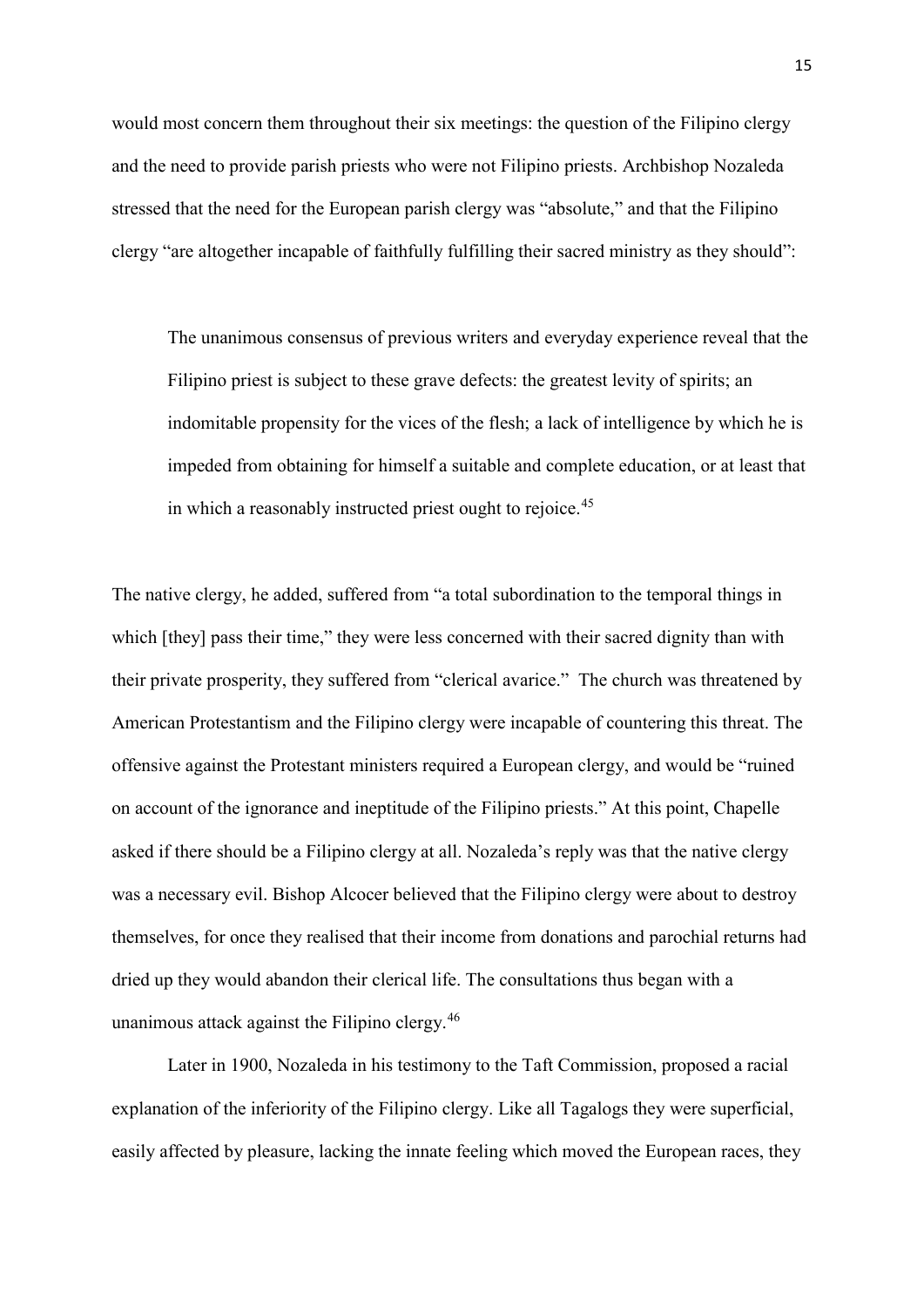would most concern them throughout their six meetings: the question of the Filipino clergy and the need to provide parish priests who were not Filipino priests. Archbishop Nozaleda stressed that the need for the European parish clergy was "absolute," and that the Filipino clergy "are altogether incapable of faithfully fulfilling their sacred ministry as they should":

> The unanimous consensus of previous writers and everyday experience reveal that the Filipino priest is subject to these grave defects: the greatest levity of spirits; an indomitable propensity for the vices of the flesh; a lack of intelligence by which he is impeded from obtaining for himself a suitable and complete education, or at least that in which a reasonably instructed priest ought to rejoice.[45]

The native clergy, he added, suffered from "a total subordination to the temporal things in which [they] pass their time," they were less concerned with their sacred dignity than with their private prosperity, they suffered from "clerical avarice." The church was threatened by American Protestantism and the Filipino clergy were incapable of countering this threat. The offensive against the Protestant ministers required a European clergy, and would be "ruined on account of the ignorance and ineptitude of the Filipino priests." At this point, Chapelle asked if there should be a Filipino clergy at all. Nozaleda's reply was that the native clergy was a necessary evil. Bishop Alcocer believed that the Filipino clergy were about to destroy themselves, for once they realised that their income from donations and parochial returns had dried up they would abandon their clerical life. The consultations thus began with a unanimous attack against the Filipino clergy.[46]

Later in 1900, Nozaleda in his testimony to the Taft Commission, proposed a racial explanation of the inferiority of the Filipino clergy. Like all Tagalogs they were superficial, easily affected by pleasure, lacking the innate feeling which moved the European races, they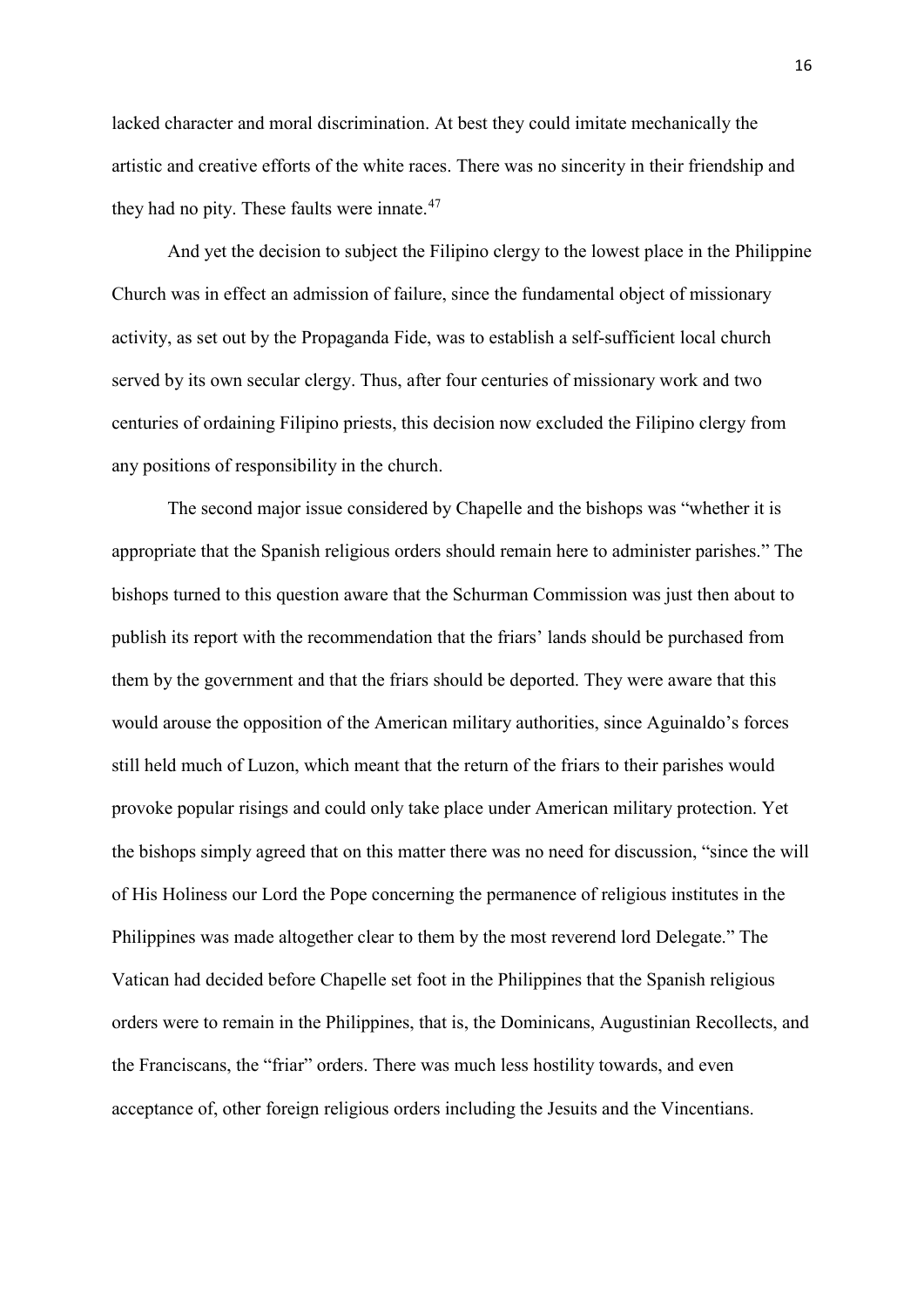lacked character and moral discrimination. At best they could imitate mechanically the artistic and creative efforts of the white races. There was no sincerity in their friendship and they had no pity. These faults were innate.[47]

And yet the decision to subject the Filipino clergy to the lowest place in the Philippine Church was in effect an admission of failure, since the fundamental object of missionary activity, as set out by the Propaganda Fide, was to establish a self-sufficient local church served by its own secular clergy. Thus, after four centuries of missionary work and two centuries of ordaining Filipino priests, this decision now excluded the Filipino clergy from any positions of responsibility in the church.

The second major issue considered by Chapelle and the bishops was "whether it is appropriate that the Spanish religious orders should remain here to administer parishes." The bishops turned to this question aware that the Schurman Commission was just then about to publish its report with the recommendation that the friars' lands should be purchased from them by the government and that the friars should be deported. They were aware that this would arouse the opposition of the American military authorities, since Aguinaldo's forces still held much of Luzon, which meant that the return of the friars to their parishes would provoke popular risings and could only take place under American military protection. Yet the bishops simply agreed that on this matter there was no need for discussion, "since the will of His Holiness our Lord the Pope concerning the permanence of religious institutes in the Philippines was made altogether clear to them by the most reverend lord Delegate." The Vatican had decided before Chapelle set foot in the Philippines that the Spanish religious orders were to remain in the Philippines, that is, the Dominicans, Augustinian Recollects, and the Franciscans, the "friar" orders. There was much less hostility towards, and even acceptance of, other foreign religious orders including the Jesuits and the Vincentians.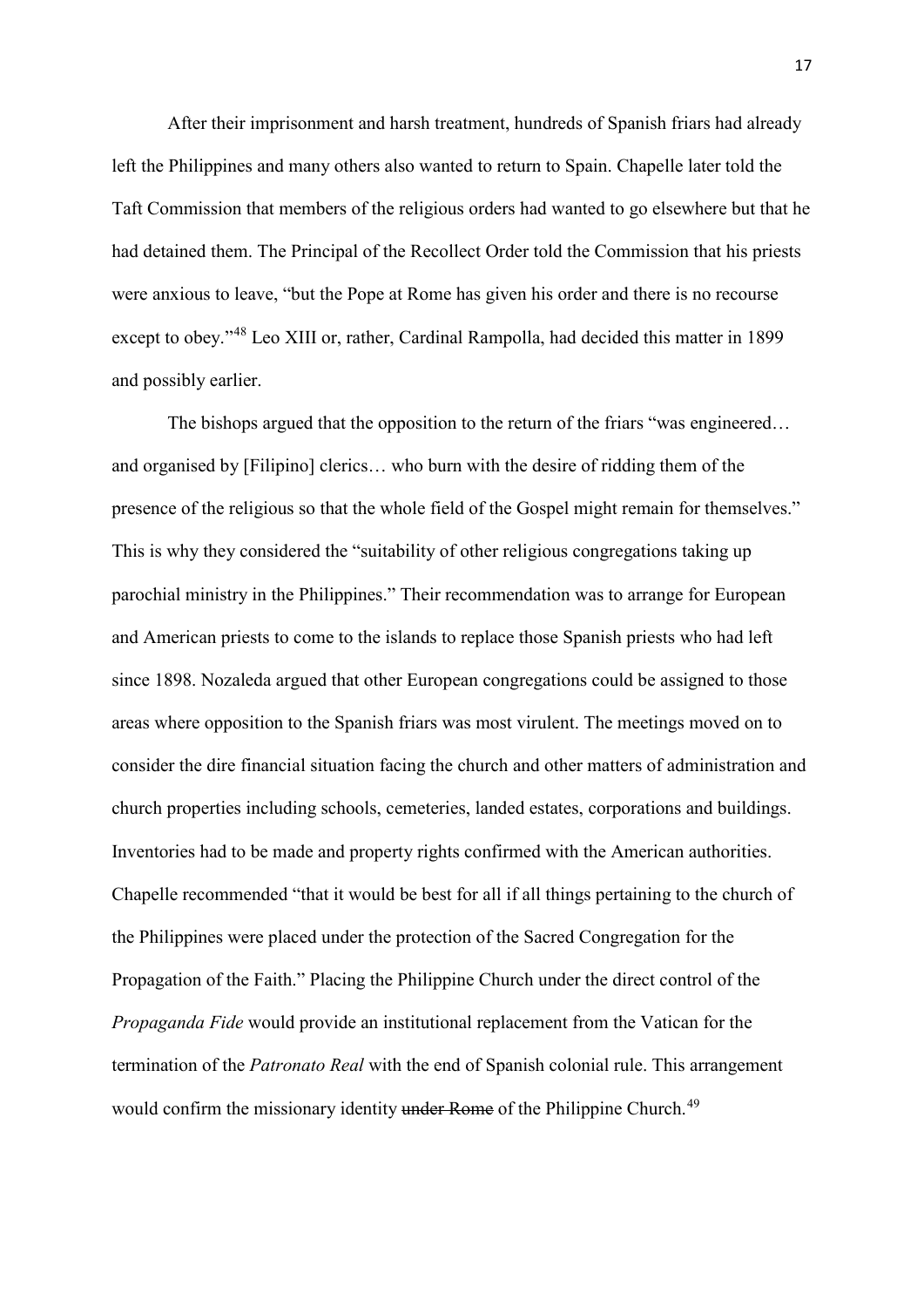After their imprisonment and harsh treatment, hundreds of Spanish friars had already left the Philippines and many others also wanted to return to Spain. Chapelle later told the Taft Commission that members of the religious orders had wanted to go elsewhere but that he had detained them. The Principal of the Recollect Order told the Commission that his priests were anxious to leave, "but the Pope at Rome has given his order and there is no recourse except to obey."[48] Leo XIII or, rather, Cardinal Rampolla, had decided this matter in 1899 and possibly earlier.

The bishops argued that the opposition to the return of the friars "was engineered… and organised by [Filipino] clerics… who burn with the desire of ridding them of the presence of the religious so that the whole field of the Gospel might remain for themselves." This is why they considered the "suitability of other religious congregations taking up parochial ministry in the Philippines." Their recommendation was to arrange for European and American priests to come to the islands to replace those Spanish priests who had left since 1898. Nozaleda argued that other European congregations could be assigned to those areas where opposition to the Spanish friars was most virulent. The meetings moved on to consider the dire financial situation facing the church and other matters of administration and church properties including schools, cemeteries, landed estates, corporations and buildings. Inventories had to be made and property rights confirmed with the American authorities. Chapelle recommended "that it would be best for all if all things pertaining to the church of the Philippines were placed under the protection of the Sacred Congregation for the Propagation of the Faith." Placing the Philippine Church under the direct control of the *Propaganda Fide* would provide an institutional replacement from the Vatican for the termination of the *Patronato Real* with the end of Spanish colonial rule. This arrangement would confirm the missionary identity ~~under Rome~~ of the Philippine Church.[49]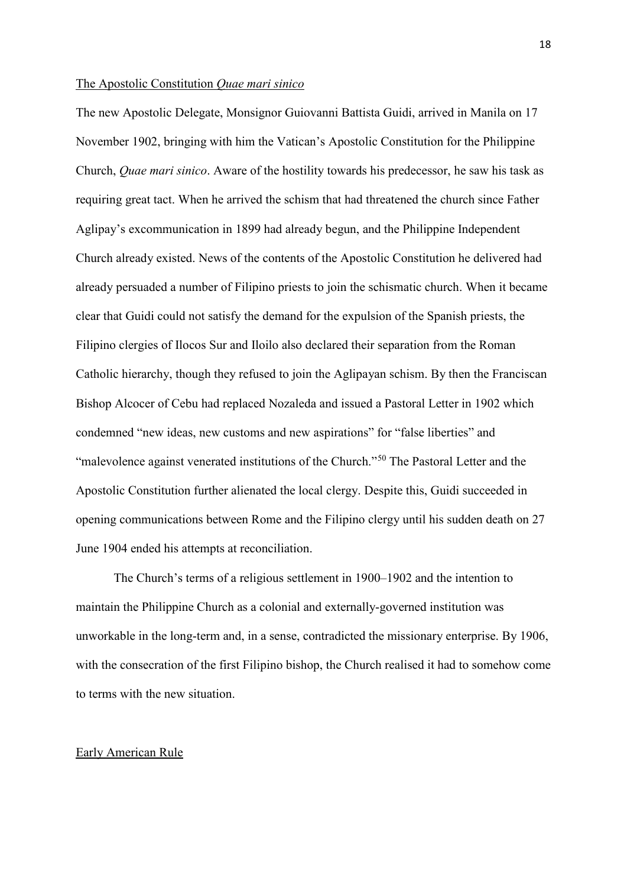## The Apostolic Constitution *Quae mari sinico*

The new Apostolic Delegate, Monsignor Guiovanni Battista Guidi, arrived in Manila on 17 November 1902, bringing with him the Vatican's Apostolic Constitution for the Philippine Church, *Quae mari sinico*. Aware of the hostility towards his predecessor, he saw his task as requiring great tact. When he arrived the schism that had threatened the church since Father Aglipay's excommunication in 1899 had already begun, and the Philippine Independent Church already existed. News of the contents of the Apostolic Constitution he delivered had already persuaded a number of Filipino priests to join the schismatic church. When it became clear that Guidi could not satisfy the demand for the expulsion of the Spanish priests, the Filipino clergies of Ilocos Sur and Iloilo also declared their separation from the Roman Catholic hierarchy, though they refused to join the Aglipayan schism. By then the Franciscan Bishop Alcocer of Cebu had replaced Nozaleda and issued a Pastoral Letter in 1902 which condemned "new ideas, new customs and new aspirations" for "false liberties" and "malevolence against venerated institutions of the Church."[50] The Pastoral Letter and the Apostolic Constitution further alienated the local clergy. Despite this, Guidi succeeded in opening communications between Rome and the Filipino clergy until his sudden death on 27 June 1904 ended his attempts at reconciliation.

The Church's terms of a religious settlement in 1900–1902 and the intention to maintain the Philippine Church as a colonial and externally-governed institution was unworkable in the long-term and, in a sense, contradicted the missionary enterprise. By 1906, with the consecration of the first Filipino bishop, the Church realised it had to somehow come to terms with the new situation.

## Early American Rule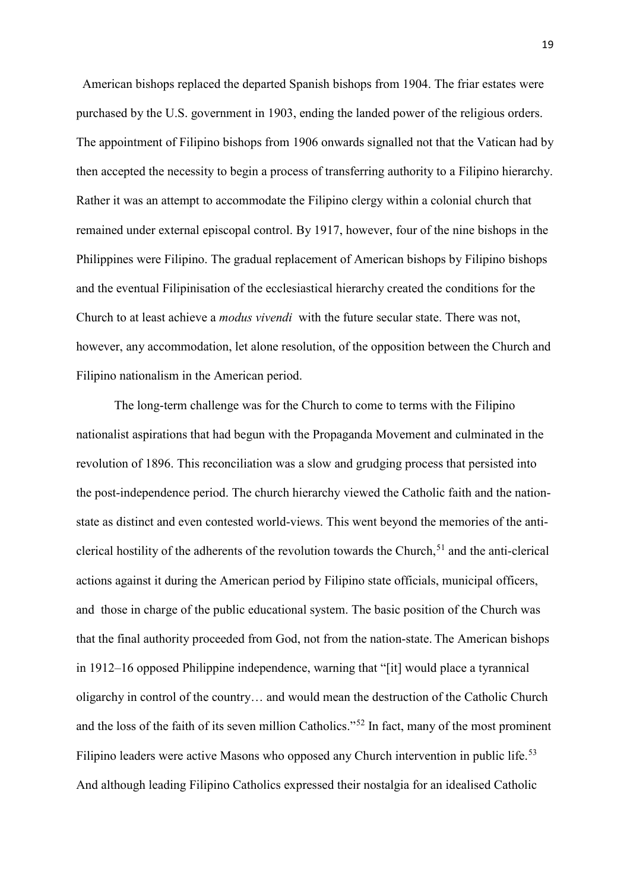American bishops replaced the departed Spanish bishops from 1904. The friar estates were purchased by the U.S. government in 1903, ending the landed power of the religious orders. The appointment of Filipino bishops from 1906 onwards signalled not that the Vatican had by then accepted the necessity to begin a process of transferring authority to a Filipino hierarchy. Rather it was an attempt to accommodate the Filipino clergy within a colonial church that remained under external episcopal control. By 1917, however, four of the nine bishops in the Philippines were Filipino. The gradual replacement of American bishops by Filipino bishops and the eventual Filipinisation of the ecclesiastical hierarchy created the conditions for the Church to at least achieve a *modus vivendi* with the future secular state. There was not, however, any accommodation, let alone resolution, of the opposition between the Church and Filipino nationalism in the American period.

The long-term challenge was for the Church to come to terms with the Filipino nationalist aspirations that had begun with the Propaganda Movement and culminated in the revolution of 1896. This reconciliation was a slow and grudging process that persisted into the post-independence period. The church hierarchy viewed the Catholic faith and the nation-state as distinct and even contested world-views. This went beyond the memories of the anti-clerical hostility of the adherents of the revolution towards the Church,[51] and the anti-clerical actions against it during the American period by Filipino state officials, municipal officers, and those in charge of the public educational system. The basic position of the Church was that the final authority proceeded from God, not from the nation-state. The American bishops in 1912–16 opposed Philippine independence, warning that "[it] would place a tyrannical oligarchy in control of the country… and would mean the destruction of the Catholic Church and the loss of the faith of its seven million Catholics."[52] In fact, many of the most prominent Filipino leaders were active Masons who opposed any Church intervention in public life.[53] And although leading Filipino Catholics expressed their nostalgia for an idealised Catholic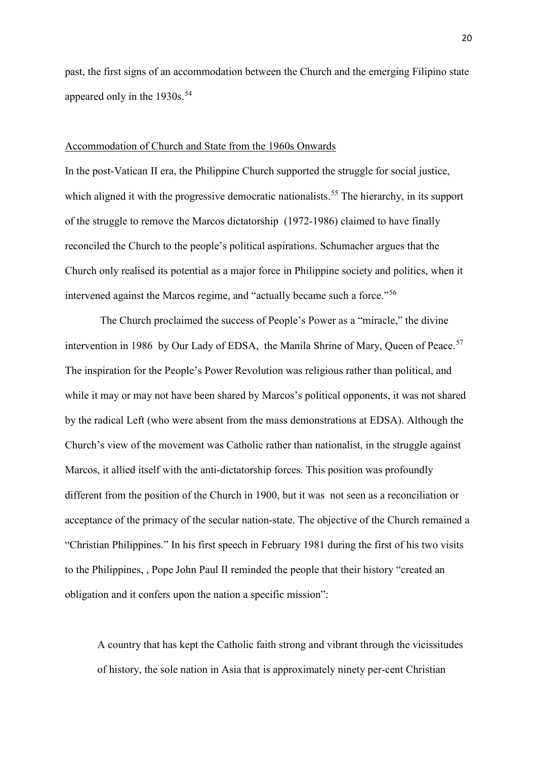past, the first signs of an accommodation between the Church and the emerging Filipino state appeared only in the 1930s.[54]

## Accommodation of Church and State from the 1960s Onwards

In the post-Vatican II era, the Philippine Church supported the struggle for social justice, which aligned it with the progressive democratic nationalists.[55] The hierarchy, in its support of the struggle to remove the Marcos dictatorship (1972-1986) claimed to have finally reconciled the Church to the people's political aspirations. Schumacher argues that the Church only realised its potential as a major force in Philippine society and politics, when it intervened against the Marcos regime, and "actually became such a force."[56]

The Church proclaimed the success of People's Power as a "miracle," the divine intervention in 1986 by Our Lady of EDSA, the Manila Shrine of Mary, Queen of Peace.[57] The inspiration for the People's Power Revolution was religious rather than political, and while it may or may not have been shared by Marcos's political opponents, it was not shared by the radical Left (who were absent from the mass demonstrations at EDSA). Although the Church's view of the movement was Catholic rather than nationalist, in the struggle against Marcos, it allied itself with the anti-dictatorship forces. This position was profoundly different from the position of the Church in 1900, but it was not seen as a reconciliation or acceptance of the primacy of the secular nation-state. The objective of the Church remained a "Christian Philippines." In his first speech in February 1981 during the first of his two visits to the Philippines, , Pope John Paul II reminded the people that their history "created an obligation and it confers upon the nation a specific mission":

> A country that has kept the Catholic faith strong and vibrant through the vicissitudes of history, the sole nation in Asia that is approximately ninety per-cent Christian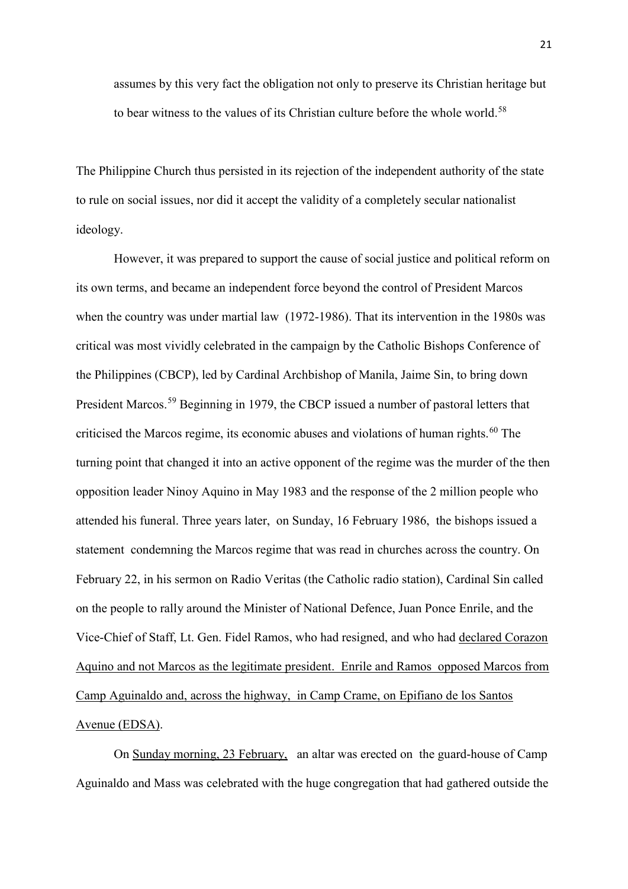assumes by this very fact the obligation not only to preserve its Christian heritage but to bear witness to the values of its Christian culture before the whole world.[58]

The Philippine Church thus persisted in its rejection of the independent authority of the state to rule on social issues, nor did it accept the validity of a completely secular nationalist ideology.

However, it was prepared to support the cause of social justice and political reform on its own terms, and became an independent force beyond the control of President Marcos when the country was under martial law (1972-1986). That its intervention in the 1980s was critical was most vividly celebrated in the campaign by the Catholic Bishops Conference of the Philippines (CBCP), led by Cardinal Archbishop of Manila, Jaime Sin, to bring down President Marcos.[59] Beginning in 1979, the CBCP issued a number of pastoral letters that criticised the Marcos regime, its economic abuses and violations of human rights.[60] The turning point that changed it into an active opponent of the regime was the murder of the then opposition leader Ninoy Aquino in May 1983 and the response of the 2 million people who attended his funeral. Three years later, on Sunday, 16 February 1986, the bishops issued a statement condemning the Marcos regime that was read in churches across the country. On February 22, in his sermon on Radio Veritas (the Catholic radio station), Cardinal Sin called on the people to rally around the Minister of National Defence, Juan Ponce Enrile, and the Vice-Chief of Staff, Lt. Gen. Fidel Ramos, who had resigned, and who had declared Corazon Aquino and not Marcos as the legitimate president. Enrile and Ramos opposed Marcos from Camp Aguinaldo and, across the highway, in Camp Crame, on Epifiano de los Santos Avenue (EDSA).

On Sunday morning, 23 February, an altar was erected on the guard-house of Camp Aguinaldo and Mass was celebrated with the huge congregation that had gathered outside the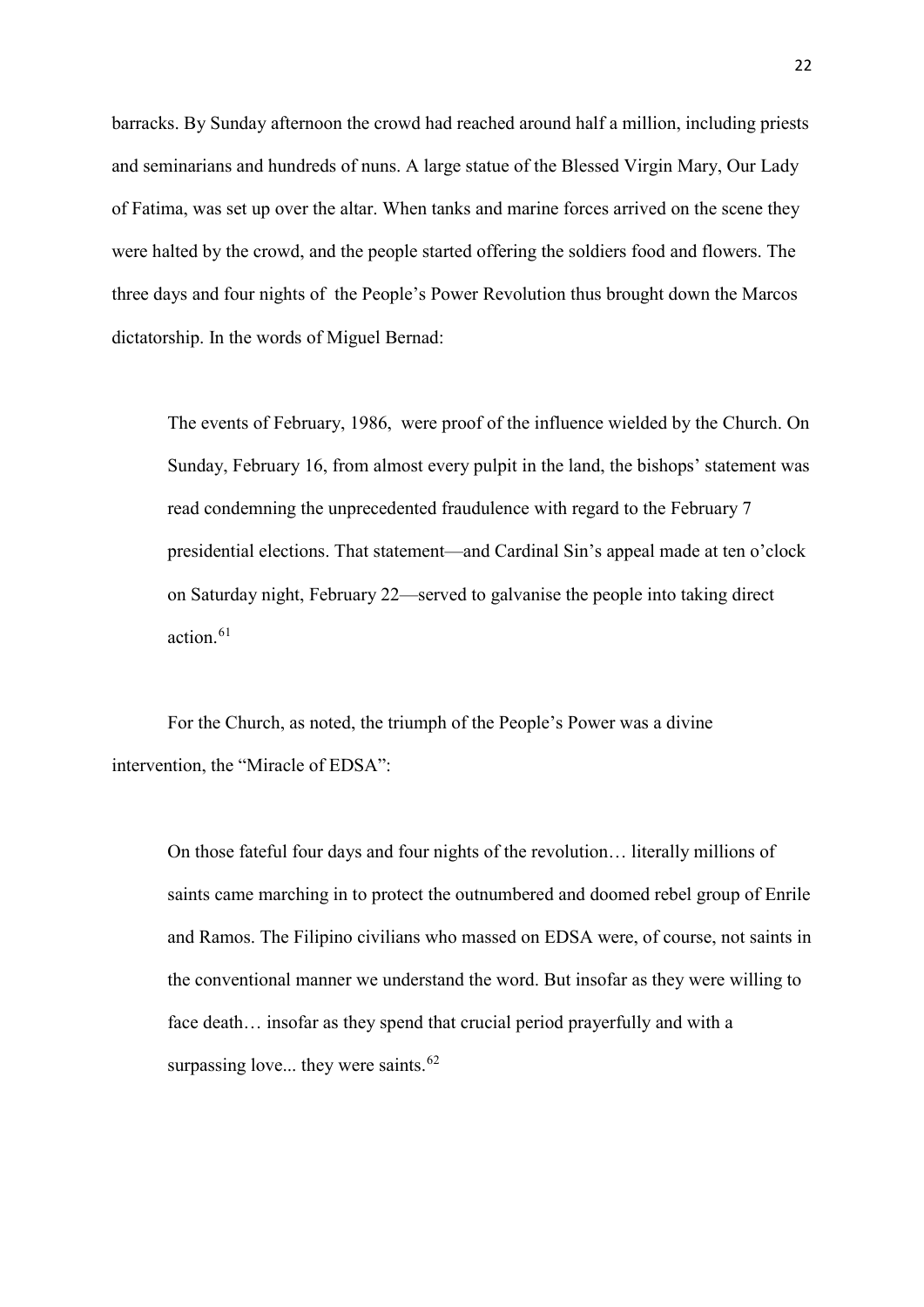barracks. By Sunday afternoon the crowd had reached around half a million, including priests and seminarians and hundreds of nuns. A large statue of the Blessed Virgin Mary, Our Lady of Fatima, was set up over the altar. When tanks and marine forces arrived on the scene they were halted by the crowd, and the people started offering the soldiers food and flowers. The three days and four nights of the People's Power Revolution thus brought down the Marcos dictatorship. In the words of Miguel Bernad:

> The events of February, 1986, were proof of the influence wielded by the Church. On Sunday, February 16, from almost every pulpit in the land, the bishops' statement was read condemning the unprecedented fraudulence with regard to the February 7 presidential elections. That statement—and Cardinal Sin's appeal made at ten o'clock on Saturday night, February 22—served to galvanise the people into taking direct action.[61]

For the Church, as noted, the triumph of the People's Power was a divine intervention, the "Miracle of EDSA":

> On those fateful four days and four nights of the revolution… literally millions of saints came marching in to protect the outnumbered and doomed rebel group of Enrile and Ramos. The Filipino civilians who massed on EDSA were, of course, not saints in the conventional manner we understand the word. But insofar as they were willing to face death… insofar as they spend that crucial period prayerfully and with a surpassing love... they were saints.[62]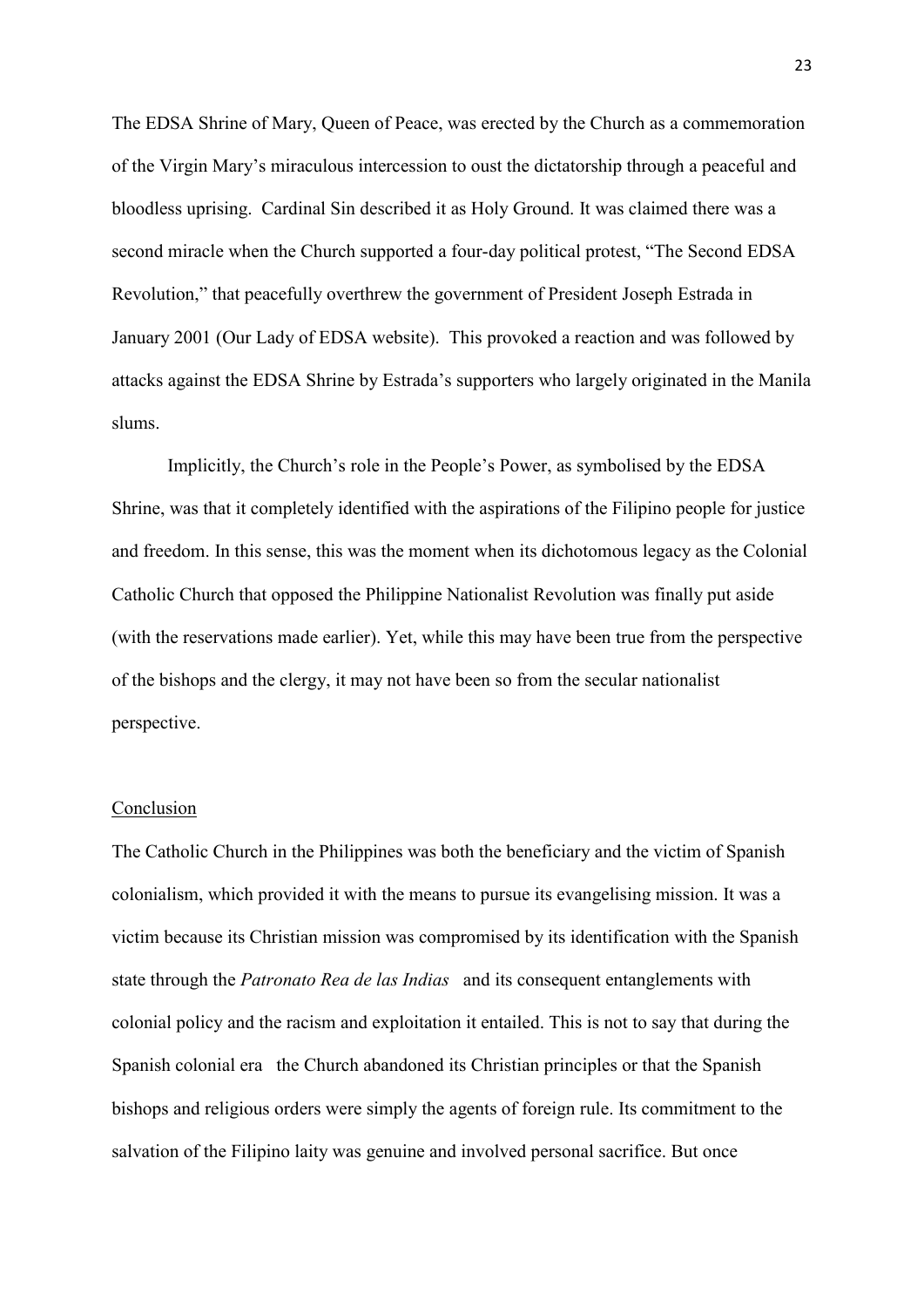The EDSA Shrine of Mary, Queen of Peace, was erected by the Church as a commemoration of the Virgin Mary's miraculous intercession to oust the dictatorship through a peaceful and bloodless uprising. Cardinal Sin described it as Holy Ground. It was claimed there was a second miracle when the Church supported a four-day political protest, "The Second EDSA Revolution," that peacefully overthrew the government of President Joseph Estrada in January 2001 (Our Lady of EDSA website). This provoked a reaction and was followed by attacks against the EDSA Shrine by Estrada's supporters who largely originated in the Manila slums.

Implicitly, the Church's role in the People's Power, as symbolised by the EDSA Shrine, was that it completely identified with the aspirations of the Filipino people for justice and freedom. In this sense, this was the moment when its dichotomous legacy as the Colonial Catholic Church that opposed the Philippine Nationalist Revolution was finally put aside (with the reservations made earlier). Yet, while this may have been true from the perspective of the bishops and the clergy, it may not have been so from the secular nationalist perspective.

## Conclusion

The Catholic Church in the Philippines was both the beneficiary and the victim of Spanish colonialism, which provided it with the means to pursue its evangelising mission. It was a victim because its Christian mission was compromised by its identification with the Spanish state through the *Patronato Rea de las Indias* and its consequent entanglements with colonial policy and the racism and exploitation it entailed. This is not to say that during the Spanish colonial era the Church abandoned its Christian principles or that the Spanish bishops and religious orders were simply the agents of foreign rule. Its commitment to the salvation of the Filipino laity was genuine and involved personal sacrifice. But once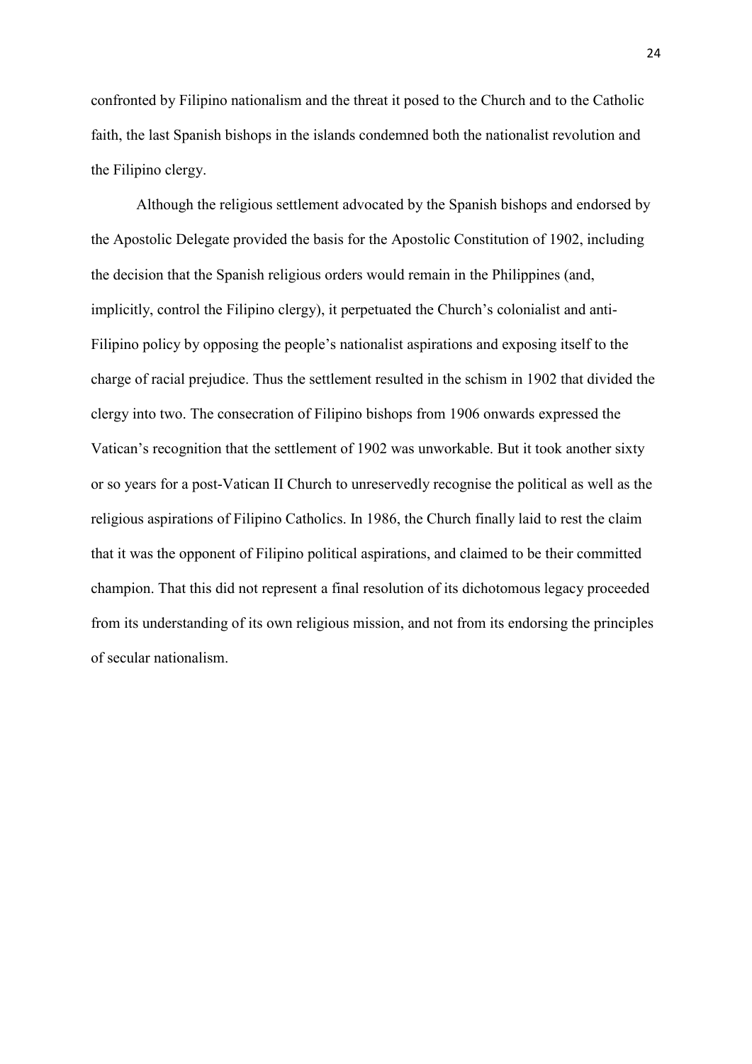confronted by Filipino nationalism and the threat it posed to the Church and to the Catholic faith, the last Spanish bishops in the islands condemned both the nationalist revolution and the Filipino clergy.

Although the religious settlement advocated by the Spanish bishops and endorsed by the Apostolic Delegate provided the basis for the Apostolic Constitution of 1902, including the decision that the Spanish religious orders would remain in the Philippines (and, implicitly, control the Filipino clergy), it perpetuated the Church's colonialist and anti-Filipino policy by opposing the people's nationalist aspirations and exposing itself to the charge of racial prejudice. Thus the settlement resulted in the schism in 1902 that divided the clergy into two. The consecration of Filipino bishops from 1906 onwards expressed the Vatican's recognition that the settlement of 1902 was unworkable. But it took another sixty or so years for a post-Vatican II Church to unreservedly recognise the political as well as the religious aspirations of Filipino Catholics. In 1986, the Church finally laid to rest the claim that it was the opponent of Filipino political aspirations, and claimed to be their committed champion. That this did not represent a final resolution of its dichotomous legacy proceeded from its understanding of its own religious mission, and not from its endorsing the principles of secular nationalism.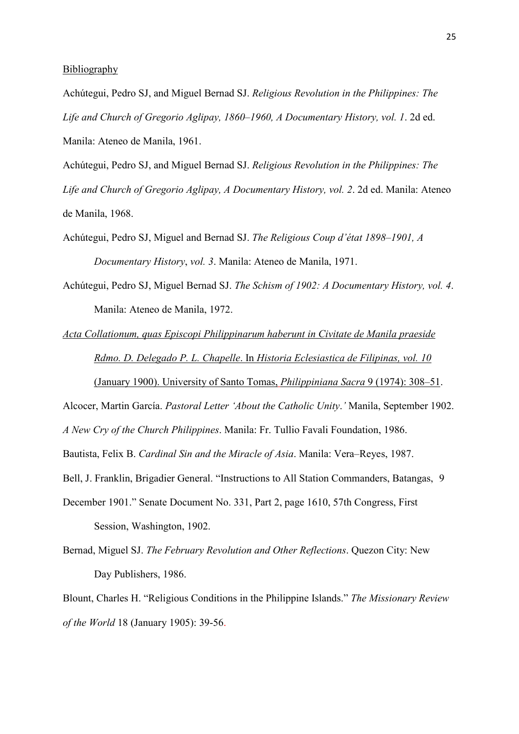Bibliography

Achútegui, Pedro SJ, and Miguel Bernad SJ. *Religious Revolution in the Philippines: The Life and Church of Gregorio Aglipay, 1860–1960, A Documentary History, vol. 1*. 2d ed. Manila: Ateneo de Manila, 1961.

Achútegui, Pedro SJ, and Miguel Bernad SJ. *Religious Revolution in the Philippines: The Life and Church of Gregorio Aglipay, A Documentary History, vol. 2*. 2d ed. Manila: Ateneo de Manila, 1968.

Achútegui, Pedro SJ, Miguel and Bernad SJ. *The Religious Coup d'état 1898–1901, A Documentary History*, *vol. 3*. Manila: Ateneo de Manila, 1971.

Achútegui, Pedro SJ, Miguel Bernad SJ. *The Schism of 1902: A Documentary History, vol. 4*. Manila: Ateneo de Manila, 1972.

*Acta Collationum, quas Episcopi Philippinarum haberunt in Civitate de Manila praeside Rdmo. D. Delegado P. L. Chapelle*. In *Historia Eclesiastica de Filipinas, vol. 10* (January 1900). University of Santo Tomas, *Philippiniana Sacra* 9 (1974): 308–51.

Alcocer, Martin García. *Pastoral Letter 'About the Catholic Unity*.*'* Manila, September 1902.

*A New Cry of the Church Philippines*. Manila: Fr. Tullio Favali Foundation, 1986.

Bautista, Felix B. *Cardinal Sin and the Miracle of Asia*. Manila: Vera–Reyes, 1987.

Bell, J. Franklin, Brigadier General. "Instructions to All Station Commanders, Batangas, 9 December 1901." Senate Document No. 331, Part 2, page 1610, 57th Congress, First Session, Washington, 1902.

Bernad, Miguel SJ. *The February Revolution and Other Reflections*. Quezon City: New Day Publishers, 1986.

Blount, Charles H. "Religious Conditions in the Philippine Islands." *The Missionary Review of the World* 18 (January 1905): 39-56.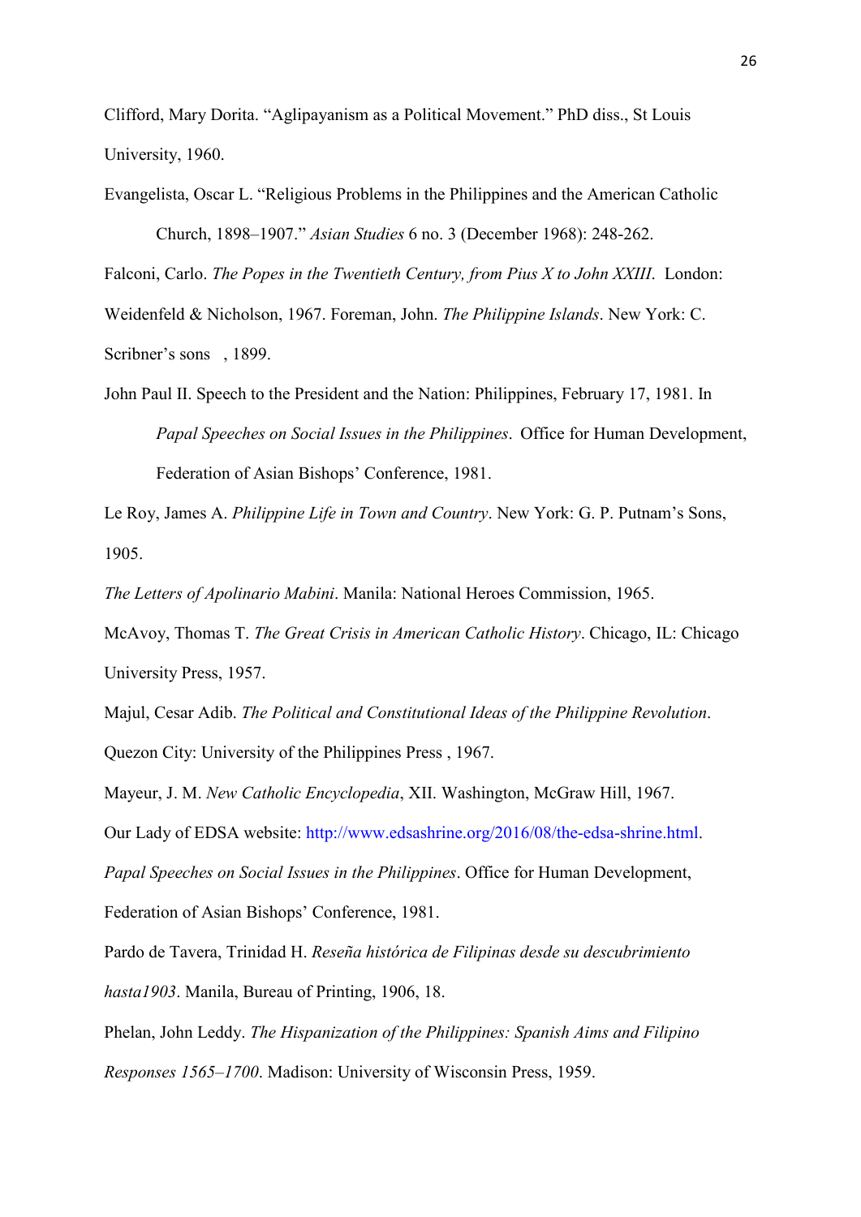Clifford, Mary Dorita. "Aglipayanism as a Political Movement." PhD diss., St Louis University, 1960.

Evangelista, Oscar L. "Religious Problems in the Philippines and the American Catholic Church, 1898–1907." *Asian Studies* 6 no. 3 (December 1968): 248-262.

Falconi, Carlo. *The Popes in the Twentieth Century, from Pius X to John XXIII*. London: Weidenfeld & Nicholson, 1967. Foreman, John. *The Philippine Islands*. New York: C. Scribner's sons , 1899.

John Paul II. Speech to the President and the Nation: Philippines, February 17, 1981. In *Papal Speeches on Social Issues in the Philippines*. Office for Human Development, Federation of Asian Bishops' Conference, 1981.

Le Roy, James A. *Philippine Life in Town and Country*. New York: G. P. Putnam's Sons, 1905.

*The Letters of Apolinario Mabini*. Manila: National Heroes Commission, 1965.

McAvoy, Thomas T. *The Great Crisis in American Catholic History*. Chicago, IL: Chicago University Press, 1957.

Majul, Cesar Adib. *The Political and Constitutional Ideas of the Philippine Revolution*. Quezon City: University of the Philippines Press , 1967.

Mayeur, J. M. *New Catholic Encyclopedia*, XII. Washington, McGraw Hill, 1967.

Our Lady of EDSA website: http://www.edsashrine.org/2016/08/the-edsa-shrine.html.

*Papal Speeches on Social Issues in the Philippines*. Office for Human Development, Federation of Asian Bishops' Conference, 1981.

Pardo de Tavera, Trinidad H. *Reseña histórica de Filipinas desde su descubrimiento hasta1903*. Manila, Bureau of Printing, 1906, 18.

Phelan, John Leddy. *The Hispanization of the Philippines: Spanish Aims and Filipino Responses 1565–1700*. Madison: University of Wisconsin Press, 1959.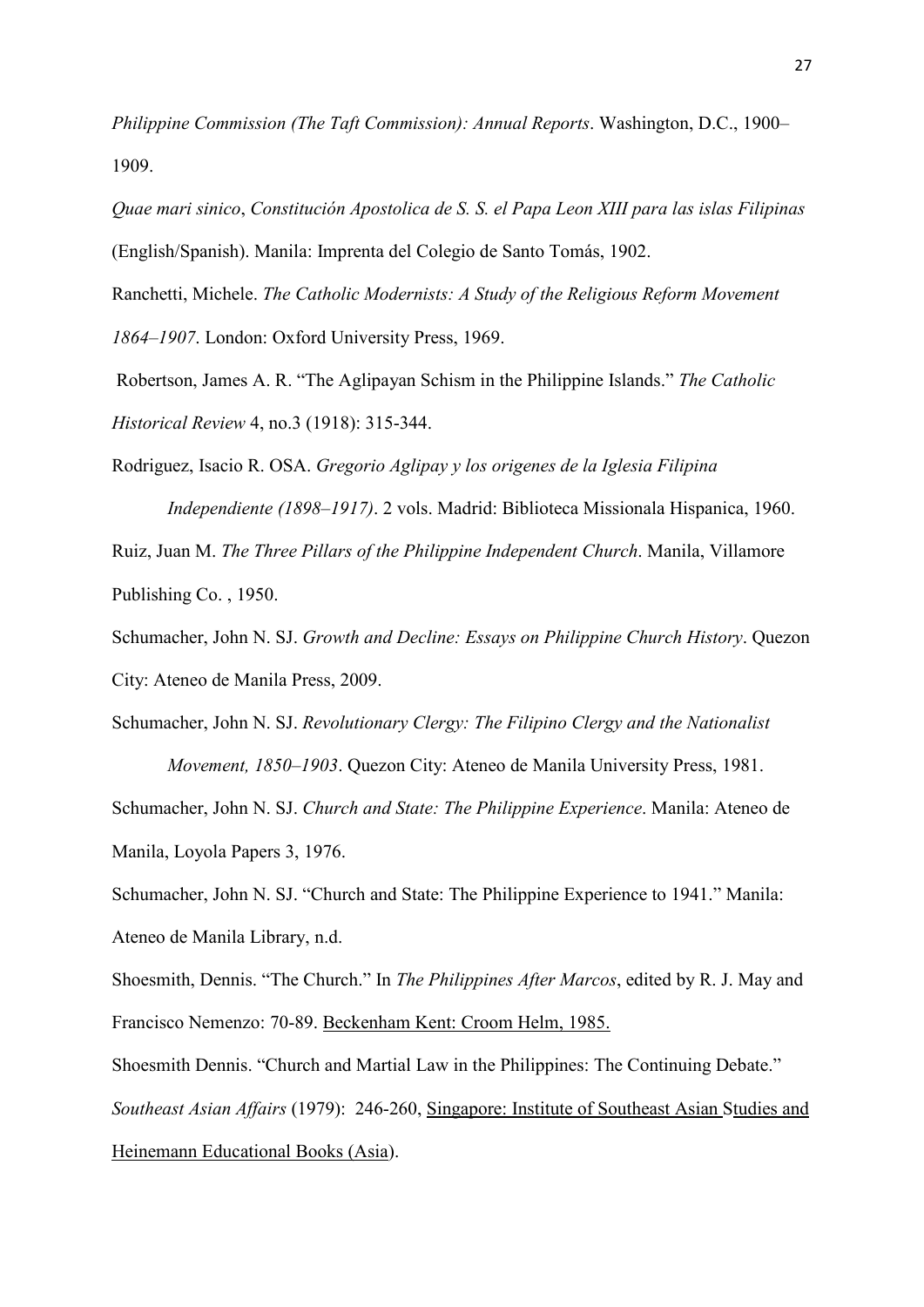*Philippine Commission (The Taft Commission): Annual Reports*. Washington, D.C., 1900–1909.

*Quae mari sinico*, *Constitución Apostolica de S. S. el Papa Leon XIII para las islas Filipinas* (English/Spanish). Manila: Imprenta del Colegio de Santo Tomás, 1902.

Ranchetti, Michele. *The Catholic Modernists: A Study of the Religious Reform Movement 1864–1907*. London: Oxford University Press, 1969.

Robertson, James A. R. "The Aglipayan Schism in the Philippine Islands." *The Catholic Historical Review* 4, no.3 (1918): 315-344.

Rodriguez, Isacio R. OSA. *Gregorio Aglipay y los origenes de la Iglesia Filipina Independiente (1898–1917)*. 2 vols. Madrid: Biblioteca Missionala Hispanica, 1960.

Ruiz, Juan M. *The Three Pillars of the Philippine Independent Church*. Manila, Villamore Publishing Co. , 1950.

Schumacher, John N. SJ. *Growth and Decline: Essays on Philippine Church History*. Quezon City: Ateneo de Manila Press, 2009.

Schumacher, John N. SJ. *Revolutionary Clergy: The Filipino Clergy and the Nationalist Movement, 1850–1903*. Quezon City: Ateneo de Manila University Press, 1981.

Schumacher, John N. SJ. *Church and State: The Philippine Experience*. Manila: Ateneo de Manila, Loyola Papers 3, 1976.

Schumacher, John N. SJ. "Church and State: The Philippine Experience to 1941." Manila: Ateneo de Manila Library, n.d.

Shoesmith, Dennis. "The Church." In *The Philippines After Marcos*, edited by R. J. May and Francisco Nemenzo: 70-89. Beckenham Kent: Croom Helm, 1985.

Shoesmith Dennis. "Church and Martial Law in the Philippines: The Continuing Debate." *Southeast Asian Affairs* (1979): 246-260, Singapore: Institute of Southeast Asian Studies and Heinemann Educational Books (Asia).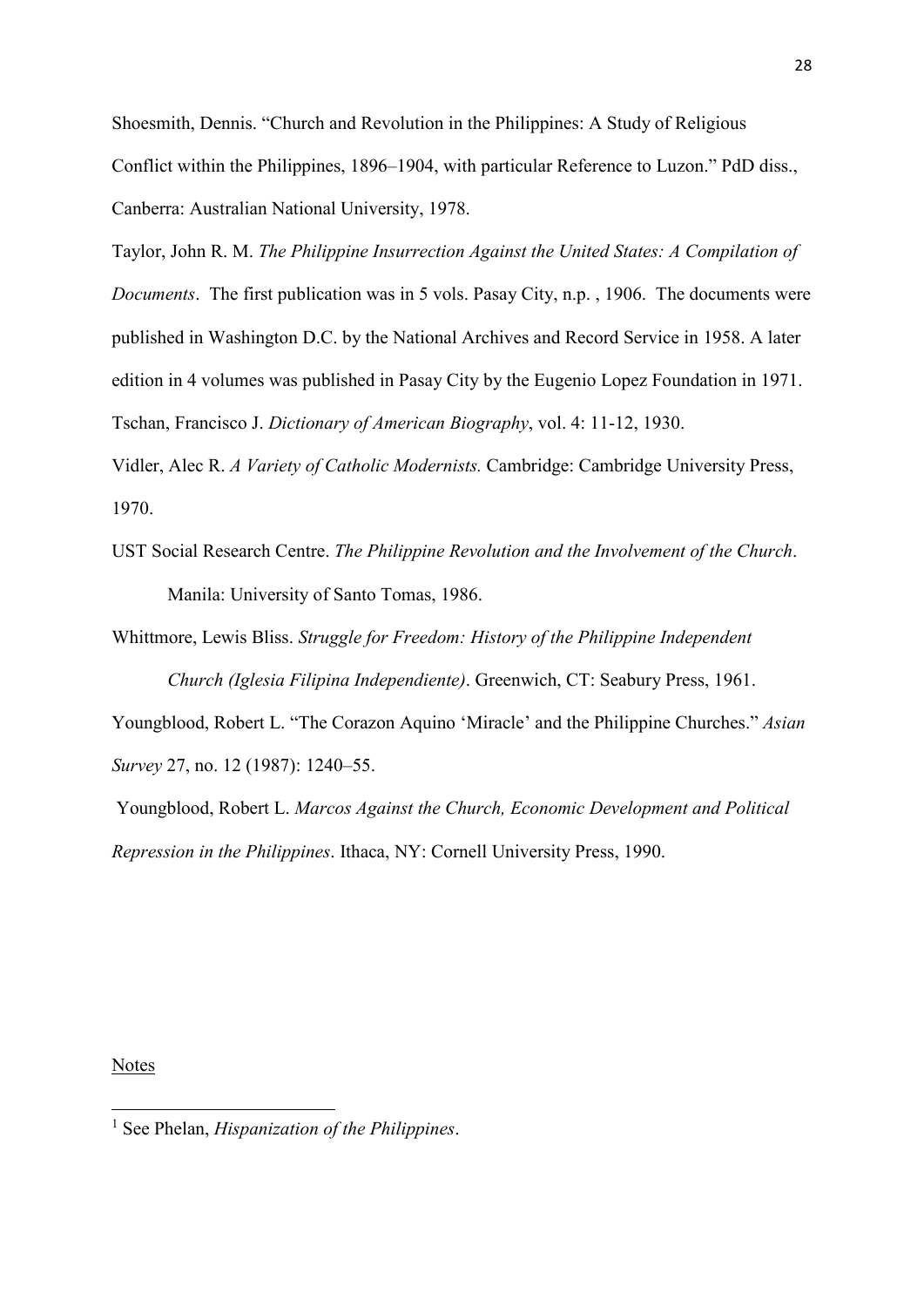Shoesmith, Dennis. "Church and Revolution in the Philippines: A Study of Religious Conflict within the Philippines, 1896–1904, with particular Reference to Luzon." PdD diss., Canberra: Australian National University, 1978.

Taylor, John R. M. *The Philippine Insurrection Against the United States: A Compilation of Documents*. The first publication was in 5 vols. Pasay City, n.p. , 1906. The documents were published in Washington D.C. by the National Archives and Record Service in 1958. A later edition in 4 volumes was published in Pasay City by the Eugenio Lopez Foundation in 1971.

Tschan, Francisco J. *Dictionary of American Biography*, vol. 4: 11-12, 1930.

Vidler, Alec R. *A Variety of Catholic Modernists.* Cambridge: Cambridge University Press, 1970.

UST Social Research Centre. *The Philippine Revolution and the Involvement of the Church*. Manila: University of Santo Tomas, 1986.

Whittmore, Lewis Bliss. *Struggle for Freedom: History of the Philippine Independent Church (Iglesia Filipina Independiente)*. Greenwich, CT: Seabury Press, 1961.

Youngblood, Robert L. "The Corazon Aquino 'Miracle' and the Philippine Churches." *Asian Survey* 27, no. 12 (1987): 1240–55.

Youngblood, Robert L. *Marcos Against the Church, Economic Development and Political Repression in the Philippines*. Ithaca, NY: Cornell University Press, 1990.

Notes

[1] See Phelan, *Hispanization of the Philippines*.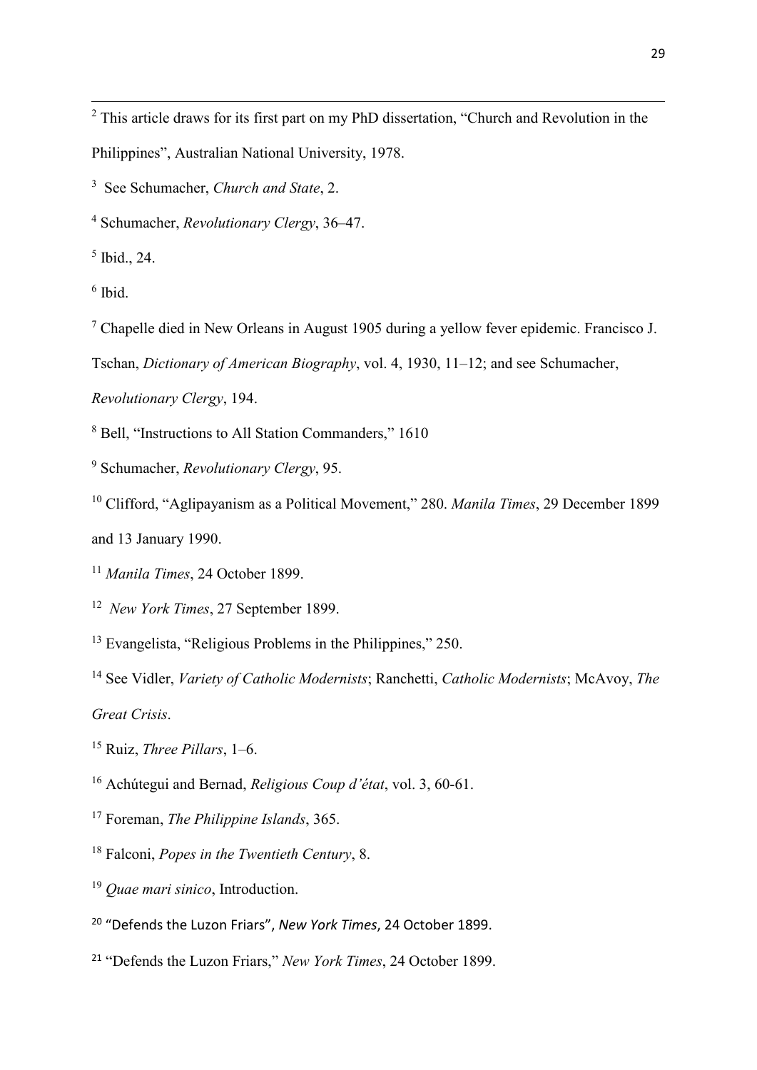[2] This article draws for its first part on my PhD dissertation, "Church and Revolution in the Philippines", Australian National University, 1978.

[3] See Schumacher, *Church and State*, 2.

[4] Schumacher, *Revolutionary Clergy*, 36–47.

[5] Ibid., 24.

[6] Ibid.

[7] Chapelle died in New Orleans in August 1905 during a yellow fever epidemic. Francisco J. Tschan, *Dictionary of American Biography*, vol. 4, 1930, 11–12; and see Schumacher, *Revolutionary Clergy*, 194.

[8] Bell, "Instructions to All Station Commanders," 1610

[9] Schumacher, *Revolutionary Clergy*, 95.

[10] Clifford, "Aglipayanism as a Political Movement," 280. *Manila Times*, 29 December 1899 and 13 January 1990.

[11] *Manila Times*, 24 October 1899.

[12] *New York Times*, 27 September 1899.

[13] Evangelista, "Religious Problems in the Philippines," 250.

[14] See Vidler, *Variety of Catholic Modernists*; Ranchetti, *Catholic Modernists*; McAvoy, *The Great Crisis*.

[15] Ruiz, *Three Pillars*, 1–6.

[16] Achútegui and Bernad, *Religious Coup d'état*, vol. 3, 60-61.

[17] Foreman, *The Philippine Islands*, 365.

[18] Falconi, *Popes in the Twentieth Century*, 8.

[19] *Quae mari sinico*, Introduction.

[20] "Defends the Luzon Friars", *New York Times*, 24 October 1899.

[21] "Defends the Luzon Friars," *New York Times*, 24 October 1899.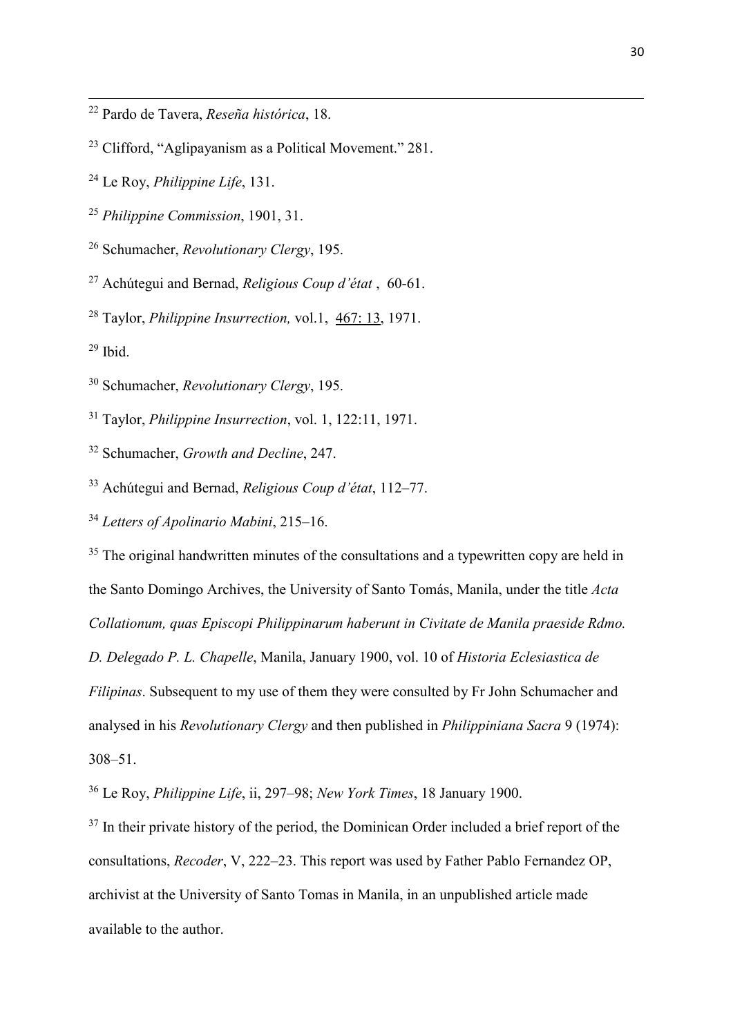[22] Pardo de Tavera, *Reseña histórica*, 18.

[23] Clifford, "Aglipayanism as a Political Movement." 281.

[24] Le Roy, *Philippine Life*, 131.

[25] *Philippine Commission*, 1901, 31.

[26] Schumacher, *Revolutionary Clergy*, 195.

[27] Achútegui and Bernad, *Religious Coup d'état* , 60-61.

[28] Taylor, *Philippine Insurrection,* vol.1, 467: 13, 1971.

[29] Ibid.

[30] Schumacher, *Revolutionary Clergy*, 195.

[31] Taylor, *Philippine Insurrection*, vol. 1, 122:11, 1971.

[32] Schumacher, *Growth and Decline*, 247.

[33] Achútegui and Bernad, *Religious Coup d'état*, 112–77.

[34] *Letters of Apolinario Mabini*, 215–16.

[35] The original handwritten minutes of the consultations and a typewritten copy are held in the Santo Domingo Archives, the University of Santo Tomás, Manila, under the title *Acta Collationum, quas Episcopi Philippinarum haberunt in Civitate de Manila praeside Rdmo. D. Delegado P. L. Chapelle*, Manila, January 1900, vol. 10 of *Historia Eclesiastica de Filipinas*. Subsequent to my use of them they were consulted by Fr John Schumacher and analysed in his *Revolutionary Clergy* and then published in *Philippiniana Sacra* 9 (1974): 308–51.

[36] Le Roy, *Philippine Life*, ii, 297–98; *New York Times*, 18 January 1900.

[37] In their private history of the period, the Dominican Order included a brief report of the consultations, *Recoder*, V, 222–23. This report was used by Father Pablo Fernandez OP, archivist at the University of Santo Tomas in Manila, in an unpublished article made available to the author.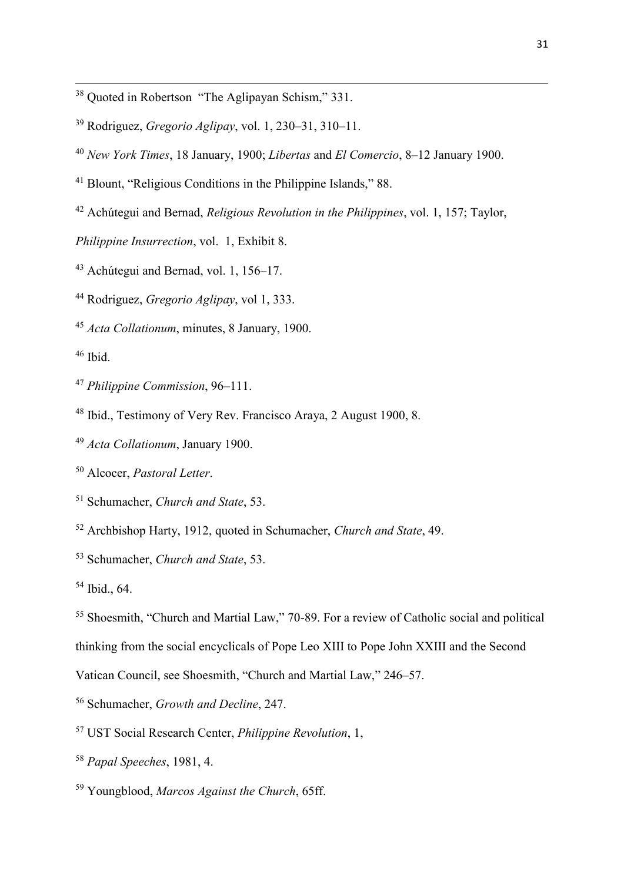[38] Quoted in Robertson "The Aglipayan Schism," 331.

[39] Rodriguez, *Gregorio Aglipay*, vol. 1, 230–31, 310–11.

[40] *New York Times*, 18 January, 1900; *Libertas* and *El Comercio*, 8–12 January 1900.

[41] Blount, "Religious Conditions in the Philippine Islands," 88.

[42] Achútegui and Bernad, *Religious Revolution in the Philippines*, vol. 1, 157; Taylor, *Philippine Insurrection*, vol. 1, Exhibit 8.

[43] Achútegui and Bernad, vol. 1, 156–17.

[44] Rodriguez, *Gregorio Aglipay*, vol 1, 333.

[45] *Acta Collationum*, minutes, 8 January, 1900.

[46] Ibid.

[47] *Philippine Commission*, 96–111.

[48] Ibid., Testimony of Very Rev. Francisco Araya, 2 August 1900, 8.

[49] *Acta Collationum*, January 1900.

[50] Alcocer, *Pastoral Letter*.

[51] Schumacher, *Church and State*, 53.

[52] Archbishop Harty, 1912, quoted in Schumacher, *Church and State*, 49.

[53] Schumacher, *Church and State*, 53.

[54] Ibid., 64.

[55] Shoesmith, "Church and Martial Law," 70-89. For a review of Catholic social and political thinking from the social encyclicals of Pope Leo XIII to Pope John XXIII and the Second Vatican Council, see Shoesmith, "Church and Martial Law," 246–57.

[56] Schumacher, *Growth and Decline*, 247.

[57] UST Social Research Center, *Philippine Revolution*, 1,

[58] *Papal Speeches*, 1981, 4.

[59] Youngblood, *Marcos Against the Church*, 65ff.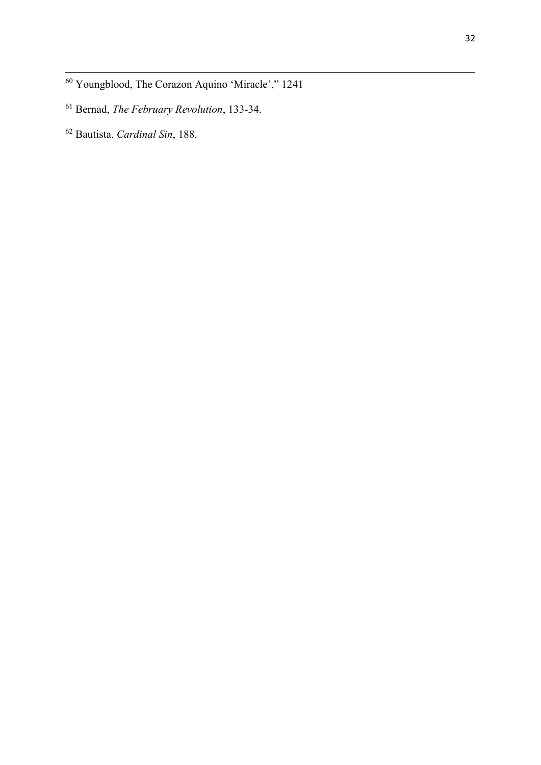[60] Youngblood, The Corazon Aquino 'Miracle'," 1241

[61] Bernad, *The February Revolution*, 133-34.

[62] Bautista, *Cardinal Sin*, 188.